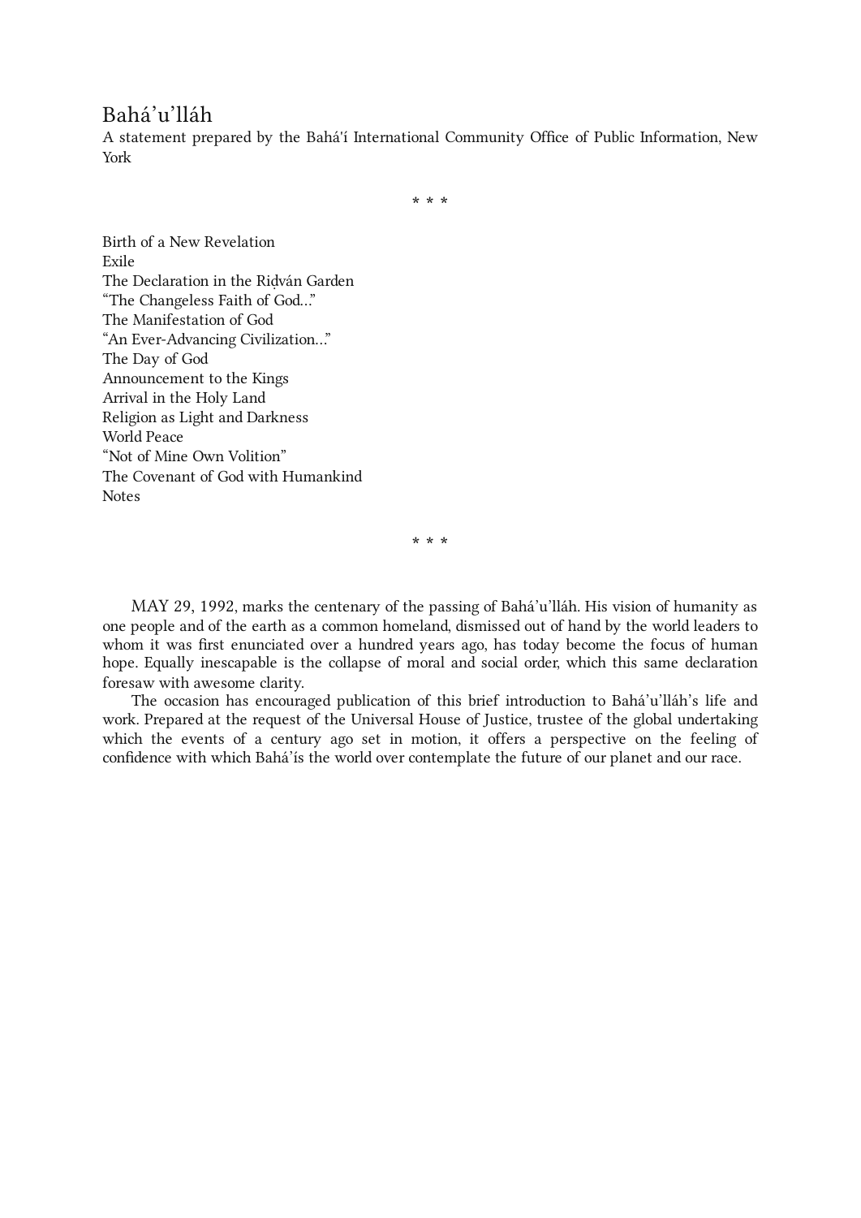# Bahá’u’lláh

A statement prepared by the Bahá'í International Community Office of Public Information, New York

* * *

Birth of a New Revelation
Exile
The Declaration in the Riḍván Garden
“The Changeless Faith of God...”
The Manifestation of God
“An Ever-Advancing Civilization...”
The Day of God
Announcement to the Kings
Arrival in the Holy Land
Religion as Light and Darkness
World Peace
“Not of Mine Own Volition”
The Covenant of God with Humankind
Notes

* * *

MAY 29, 1992, marks the centenary of the passing of Bahá’u’lláh. His vision of humanity as one people and of the earth as a common homeland, dismissed out of hand by the world leaders to whom it was first enunciated over a hundred years ago, has today become the focus of human hope. Equally inescapable is the collapse of moral and social order, which this same declaration foresaw with awesome clarity.

The occasion has encouraged publication of this brief introduction to Bahá’u’lláh’s life and work. Prepared at the request of the Universal House of Justice, trustee of the global undertaking which the events of a century ago set in motion, it offers a perspective on the feeling of confidence with which Bahá’ís the world over contemplate the future of our planet and our race.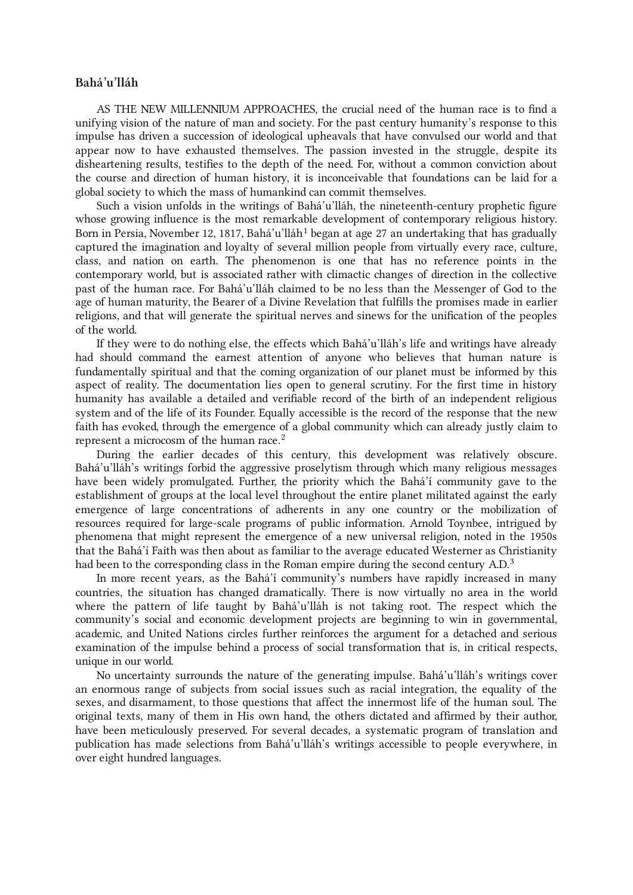## Bahá'u'lláh

AS THE NEW MILLENNIUM APPROACHES, the crucial need of the human race is to find a unifying vision of the nature of man and society. For the past century humanity's response to this impulse has driven a succession of ideological upheavals that have convulsed our world and that appear now to have exhausted themselves. The passion invested in the struggle, despite its disheartening results, testifies to the depth of the need. For, without a common conviction about the course and direction of human history, it is inconceivable that foundations can be laid for a global society to which the mass of humankind can commit themselves.

Such a vision unfolds in the writings of Bahá'u'lláh, the nineteenth-century prophetic figure whose growing influence is the most remarkable development of contemporary religious history. Born in Persia, November 12, 1817, Bahá'u'lláh[1] began at age 27 an undertaking that has gradually captured the imagination and loyalty of several million people from virtually every race, culture, class, and nation on earth. The phenomenon is one that has no reference points in the contemporary world, but is associated rather with climactic changes of direction in the collective past of the human race. For Bahá'u'lláh claimed to be no less than the Messenger of God to the age of human maturity, the Bearer of a Divine Revelation that fulfills the promises made in earlier religions, and that will generate the spiritual nerves and sinews for the unification of the peoples of the world.

If they were to do nothing else, the effects which Bahá'u'lláh's life and writings have already had should command the earnest attention of anyone who believes that human nature is fundamentally spiritual and that the coming organization of our planet must be informed by this aspect of reality. The documentation lies open to general scrutiny. For the first time in history humanity has available a detailed and verifiable record of the birth of an independent religious system and of the life of its Founder. Equally accessible is the record of the response that the new faith has evoked, through the emergence of a global community which can already justly claim to represent a microcosm of the human race.[2]

During the earlier decades of this century, this development was relatively obscure. Bahá'u'lláh's writings forbid the aggressive proselytism through which many religious messages have been widely promulgated. Further, the priority which the Bahá'í community gave to the establishment of groups at the local level throughout the entire planet militated against the early emergence of large concentrations of adherents in any one country or the mobilization of resources required for large-scale programs of public information. Arnold Toynbee, intrigued by phenomena that might represent the emergence of a new universal religion, noted in the 1950s that the Bahá'í Faith was then about as familiar to the average educated Westerner as Christianity had been to the corresponding class in the Roman empire during the second century A.D.[3]

In more recent years, as the Bahá'í community's numbers have rapidly increased in many countries, the situation has changed dramatically. There is now virtually no area in the world where the pattern of life taught by Bahá'u'lláh is not taking root. The respect which the community's social and economic development projects are beginning to win in governmental, academic, and United Nations circles further reinforces the argument for a detached and serious examination of the impulse behind a process of social transformation that is, in critical respects, unique in our world.

No uncertainty surrounds the nature of the generating impulse. Bahá'u'lláh's writings cover an enormous range of subjects from social issues such as racial integration, the equality of the sexes, and disarmament, to those questions that affect the innermost life of the human soul. The original texts, many of them in His own hand, the others dictated and affirmed by their author, have been meticulously preserved. For several decades, a systematic program of translation and publication has made selections from Bahá'u'lláh's writings accessible to people everywhere, in over eight hundred languages.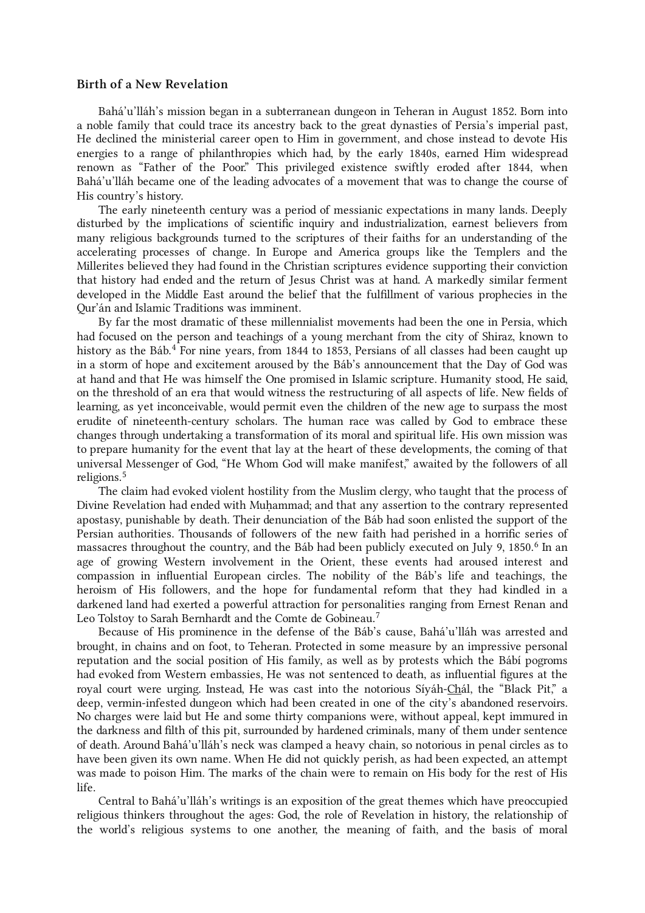### Birth of a New Revelation

Bahá'u'lláh's mission began in a subterranean dungeon in Teheran in August 1852. Born into a noble family that could trace its ancestry back to the great dynasties of Persia's imperial past, He declined the ministerial career open to Him in government, and chose instead to devote His energies to a range of philanthropies which had, by the early 1840s, earned Him widespread renown as "Father of the Poor." This privileged existence swiftly eroded after 1844, when Bahá'u'lláh became one of the leading advocates of a movement that was to change the course of His country's history.

The early nineteenth century was a period of messianic expectations in many lands. Deeply disturbed by the implications of scientific inquiry and industrialization, earnest believers from many religious backgrounds turned to the scriptures of their faiths for an understanding of the accelerating processes of change. In Europe and America groups like the Templers and the Millerites believed they had found in the Christian scriptures evidence supporting their conviction that history had ended and the return of Jesus Christ was at hand. A markedly similar ferment developed in the Middle East around the belief that the fulfillment of various prophecies in the Qur'án and Islamic Traditions was imminent.

By far the most dramatic of these millennialist movements had been the one in Persia, which had focused on the person and teachings of a young merchant from the city of Shiraz, known to history as the Báb.[4] For nine years, from 1844 to 1853, Persians of all classes had been caught up in a storm of hope and excitement aroused by the Báb's announcement that the Day of God was at hand and that He was himself the One promised in Islamic scripture. Humanity stood, He said, on the threshold of an era that would witness the restructuring of all aspects of life. New fields of learning, as yet inconceivable, would permit even the children of the new age to surpass the most erudite of nineteenth-century scholars. The human race was called by God to embrace these changes through undertaking a transformation of its moral and spiritual life. His own mission was to prepare humanity for the event that lay at the heart of these developments, the coming of that universal Messenger of God, "He Whom God will make manifest," awaited by the followers of all religions.[5]

The claim had evoked violent hostility from the Muslim clergy, who taught that the process of Divine Revelation had ended with Muḥammad; and that any assertion to the contrary represented apostasy, punishable by death. Their denunciation of the Báb had soon enlisted the support of the Persian authorities. Thousands of followers of the new faith had perished in a horrific series of massacres throughout the country, and the Báb had been publicly executed on July 9, 1850.[6] In an age of growing Western involvement in the Orient, these events had aroused interest and compassion in influential European circles. The nobility of the Báb's life and teachings, the heroism of His followers, and the hope for fundamental reform that they had kindled in a darkened land had exerted a powerful attraction for personalities ranging from Ernest Renan and Leo Tolstoy to Sarah Bernhardt and the Comte de Gobineau.[7]

Because of His prominence in the defense of the Báb's cause, Bahá'u'lláh was arrested and brought, in chains and on foot, to Teheran. Protected in some measure by an impressive personal reputation and the social position of His family, as well as by protests which the Bábí pogroms had evoked from Western embassies, He was not sentenced to death, as influential figures at the royal court were urging. Instead, He was cast into the notorious Síyáh-Chál, the "Black Pit," a deep, vermin-infested dungeon which had been created in one of the city's abandoned reservoirs. No charges were laid but He and some thirty companions were, without appeal, kept immured in the darkness and filth of this pit, surrounded by hardened criminals, many of them under sentence of death. Around Bahá'u'lláh's neck was clamped a heavy chain, so notorious in penal circles as to have been given its own name. When He did not quickly perish, as had been expected, an attempt was made to poison Him. The marks of the chain were to remain on His body for the rest of His life.

Central to Bahá'u'lláh's writings is an exposition of the great themes which have preoccupied religious thinkers throughout the ages: God, the role of Revelation in history, the relationship of the world's religious systems to one another, the meaning of faith, and the basis of moral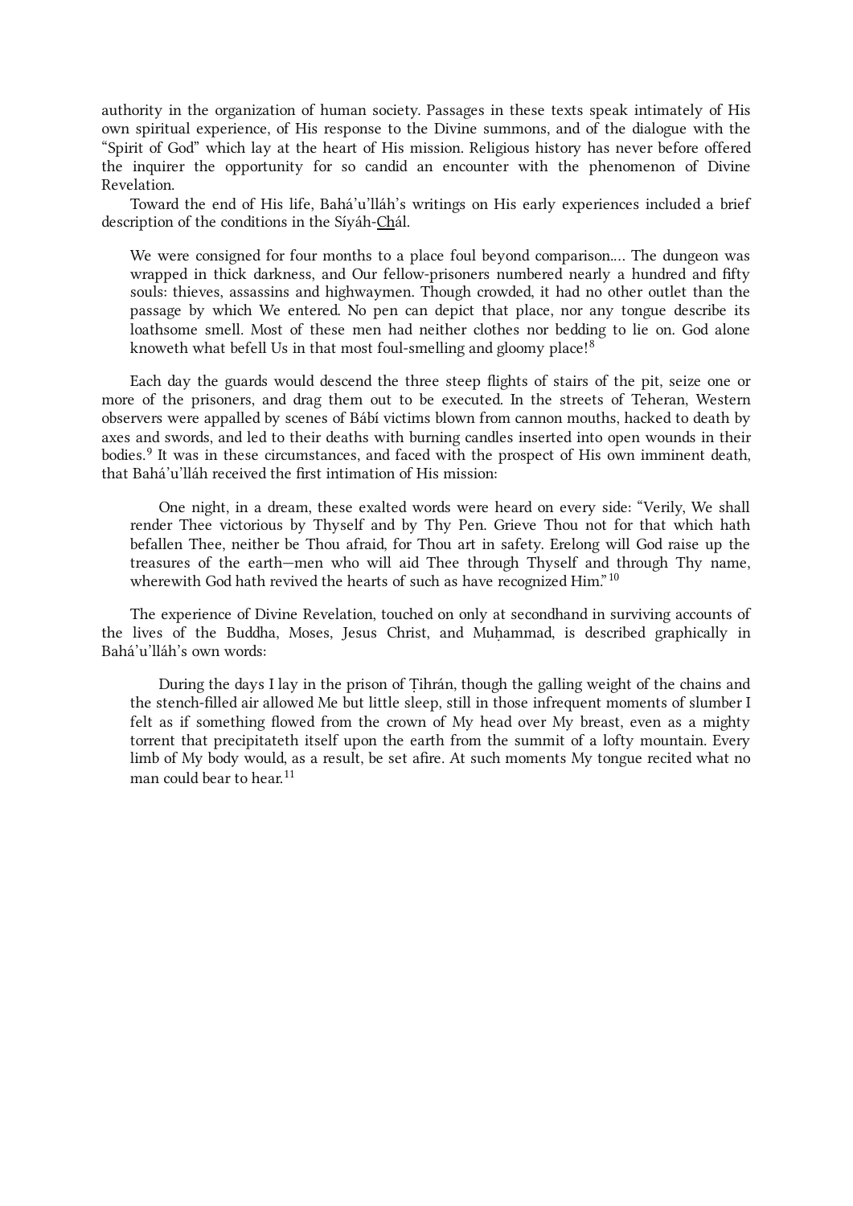authority in the organization of human society. Passages in these texts speak intimately of His own spiritual experience, of His response to the Divine summons, and of the dialogue with the "Spirit of God" which lay at the heart of His mission. Religious history has never before offered the inquirer the opportunity for so candid an encounter with the phenomenon of Divine Revelation.

Toward the end of His life, Bahá'u'lláh's writings on His early experiences included a brief description of the conditions in the Síyáh-Chál.

> We were consigned for four months to a place foul beyond comparison.… The dungeon was wrapped in thick darkness, and Our fellow-prisoners numbered nearly a hundred and fifty souls: thieves, assassins and highwaymen. Though crowded, it had no other outlet than the passage by which We entered. No pen can depict that place, nor any tongue describe its loathsome smell. Most of these men had neither clothes nor bedding to lie on. God alone knoweth what befell Us in that most foul-smelling and gloomy place![8]

Each day the guards would descend the three steep flights of stairs of the pit, seize one or more of the prisoners, and drag them out to be executed. In the streets of Teheran, Western observers were appalled by scenes of Bábí victims blown from cannon mouths, hacked to death by axes and swords, and led to their deaths with burning candles inserted into open wounds in their bodies.[9] It was in these circumstances, and faced with the prospect of His own imminent death, that Bahá'u'lláh received the first intimation of His mission:

> One night, in a dream, these exalted words were heard on every side: "Verily, We shall render Thee victorious by Thyself and by Thy Pen. Grieve Thou not for that which hath befallen Thee, neither be Thou afraid, for Thou art in safety. Erelong will God raise up the treasures of the earth—men who will aid Thee through Thyself and through Thy name, wherewith God hath revived the hearts of such as have recognized Him."[10]

The experience of Divine Revelation, touched on only at secondhand in surviving accounts of the lives of the Buddha, Moses, Jesus Christ, and Muḥammad, is described graphically in Bahá'u'lláh's own words:

> During the days I lay in the prison of Ṭihrán, though the galling weight of the chains and the stench-filled air allowed Me but little sleep, still in those infrequent moments of slumber I felt as if something flowed from the crown of My head over My breast, even as a mighty torrent that precipitateth itself upon the earth from the summit of a lofty mountain. Every limb of My body would, as a result, be set afire. At such moments My tongue recited what no man could bear to hear.[11]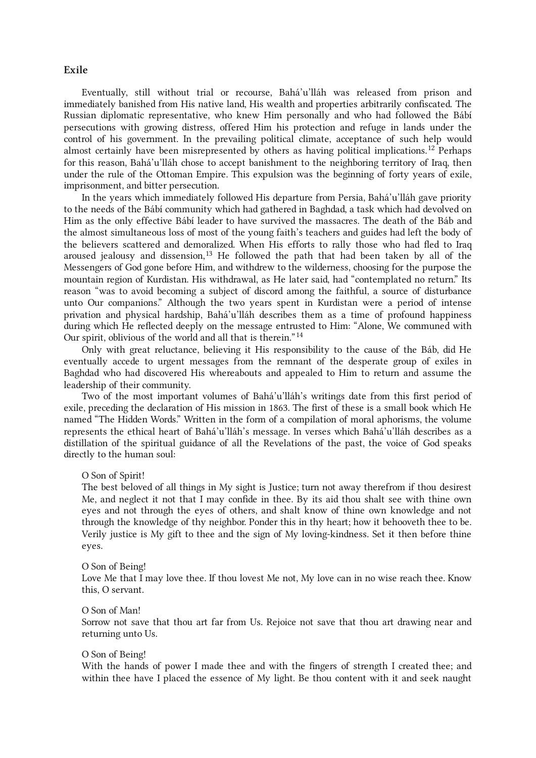### Exile

Eventually, still without trial or recourse, Bahá'u'lláh was released from prison and immediately banished from His native land, His wealth and properties arbitrarily confiscated. The Russian diplomatic representative, who knew Him personally and who had followed the Bábí persecutions with growing distress, offered Him his protection and refuge in lands under the control of his government. In the prevailing political climate, acceptance of such help would almost certainly have been misrepresented by others as having political implications.[12] Perhaps for this reason, Bahá'u'lláh chose to accept banishment to the neighboring territory of Iraq, then under the rule of the Ottoman Empire. This expulsion was the beginning of forty years of exile, imprisonment, and bitter persecution.

In the years which immediately followed His departure from Persia, Bahá'u'lláh gave priority to the needs of the Bábí community which had gathered in Baghdad, a task which had devolved on Him as the only effective Bábí leader to have survived the massacres. The death of the Báb and the almost simultaneous loss of most of the young faith's teachers and guides had left the body of the believers scattered and demoralized. When His efforts to rally those who had fled to Iraq aroused jealousy and dissension,[13] He followed the path that had been taken by all of the Messengers of God gone before Him, and withdrew to the wilderness, choosing for the purpose the mountain region of Kurdistan. His withdrawal, as He later said, had "contemplated no return." Its reason "was to avoid becoming a subject of discord among the faithful, a source of disturbance unto Our companions." Although the two years spent in Kurdistan were a period of intense privation and physical hardship, Bahá'u'lláh describes them as a time of profound happiness during which He reflected deeply on the message entrusted to Him: "Alone, We communed with Our spirit, oblivious of the world and all that is therein."[14]

Only with great reluctance, believing it His responsibility to the cause of the Báb, did He eventually accede to urgent messages from the remnant of the desperate group of exiles in Baghdad who had discovered His whereabouts and appealed to Him to return and assume the leadership of their community.

Two of the most important volumes of Bahá'u'lláh's writings date from this first period of exile, preceding the declaration of His mission in 1863. The first of these is a small book which He named "The Hidden Words." Written in the form of a compilation of moral aphorisms, the volume represents the ethical heart of Bahá'u'lláh's message. In verses which Bahá'u'lláh describes as a distillation of the spiritual guidance of all the Revelations of the past, the voice of God speaks directly to the human soul:

> O Son of Spirit!
> The best beloved of all things in My sight is Justice; turn not away therefrom if thou desirest Me, and neglect it not that I may confide in thee. By its aid thou shalt see with thine own eyes and not through the eyes of others, and shalt know of thine own knowledge and not through the knowledge of thy neighbor. Ponder this in thy heart; how it behooveth thee to be. Verily justice is My gift to thee and the sign of My loving-kindness. Set it then before thine eyes.
>
> O Son of Being!
> Love Me that I may love thee. If thou lovest Me not, My love can in no wise reach thee. Know this, O servant.
>
> O Son of Man!
> Sorrow not save that thou art far from Us. Rejoice not save that thou art drawing near and returning unto Us.
>
> O Son of Being!
> With the hands of power I made thee and with the fingers of strength I created thee; and within thee have I placed the essence of My light. Be thou content with it and seek naught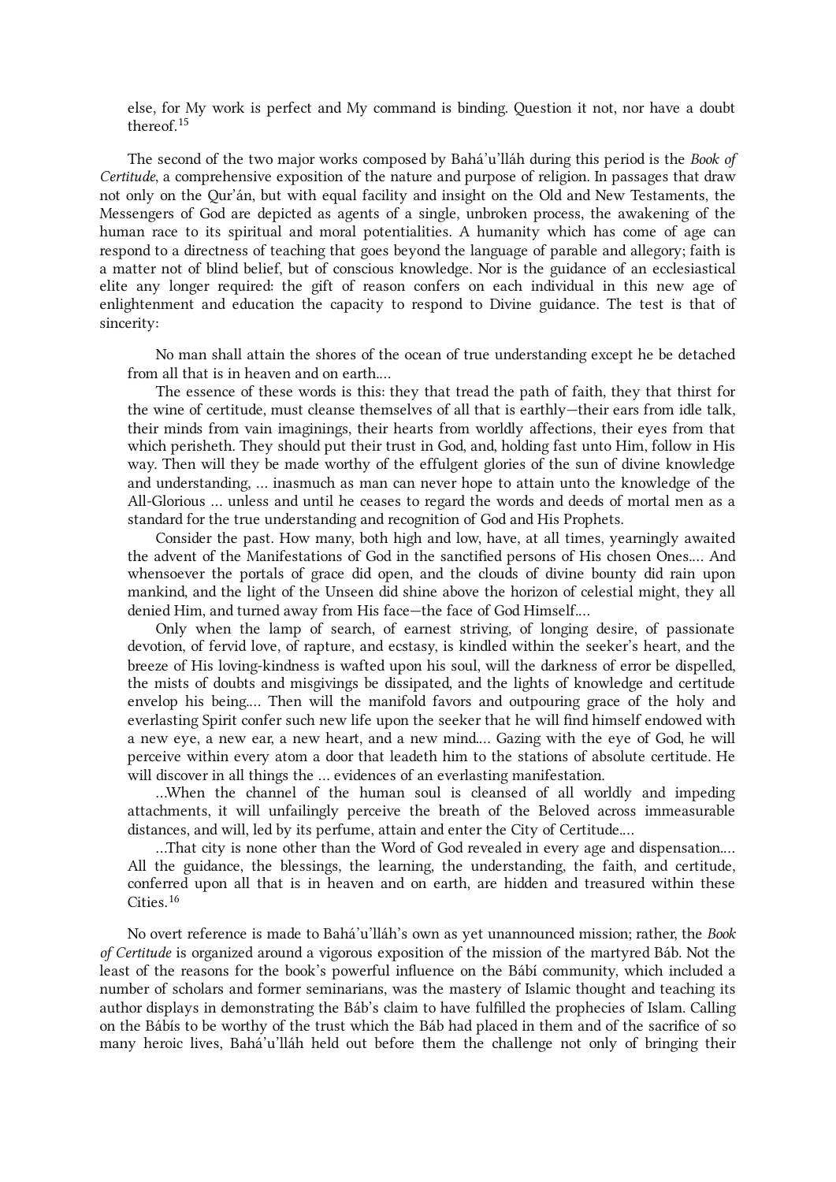else, for My work is perfect and My command is binding. Question it not, nor have a doubt thereof.[15]

The second of the two major works composed by Bahá'u'lláh during this period is the *Book of Certitude*, a comprehensive exposition of the nature and purpose of religion. In passages that draw not only on the Qur'án, but with equal facility and insight on the Old and New Testaments, the Messengers of God are depicted as agents of a single, unbroken process, the awakening of the human race to its spiritual and moral potentialities. A humanity which has come of age can respond to a directness of teaching that goes beyond the language of parable and allegory; faith is a matter not of blind belief, but of conscious knowledge. Nor is the guidance of an ecclesiastical elite any longer required: the gift of reason confers on each individual in this new age of enlightenment and education the capacity to respond to Divine guidance. The test is that of sincerity:

> No man shall attain the shores of the ocean of true understanding except he be detached from all that is in heaven and on earth....
>
> The essence of these words is this: they that tread the path of faith, they that thirst for the wine of certitude, must cleanse themselves of all that is earthly—their ears from idle talk, their minds from vain imaginings, their hearts from worldly affections, their eyes from that which perisheth. They should put their trust in God, and, holding fast unto Him, follow in His way. Then will they be made worthy of the effulgent glories of the sun of divine knowledge and understanding, ... inasmuch as man can never hope to attain unto the knowledge of the All-Glorious ... unless and until he ceases to regard the words and deeds of mortal men as a standard for the true understanding and recognition of God and His Prophets.
>
> Consider the past. How many, both high and low, have, at all times, yearningly awaited the advent of the Manifestations of God in the sanctified persons of His chosen Ones.... And whensoever the portals of grace did open, and the clouds of divine bounty did rain upon mankind, and the light of the Unseen did shine above the horizon of celestial might, they all denied Him, and turned away from His face—the face of God Himself....
>
> Only when the lamp of search, of earnest striving, of longing desire, of passionate devotion, of fervid love, of rapture, and ecstasy, is kindled within the seeker's heart, and the breeze of His loving-kindness is wafted upon his soul, will the darkness of error be dispelled, the mists of doubts and misgivings be dissipated, and the lights of knowledge and certitude envelop his being.... Then will the manifold favors and outpouring grace of the holy and everlasting Spirit confer such new life upon the seeker that he will find himself endowed with a new eye, a new ear, a new heart, and a new mind.... Gazing with the eye of God, he will perceive within every atom a door that leadeth him to the stations of absolute certitude. He will discover in all things the ... evidences of an everlasting manifestation.
>
> ...When the channel of the human soul is cleansed of all worldly and impeding attachments, it will unfailingly perceive the breath of the Beloved across immeasurable distances, and will, led by its perfume, attain and enter the City of Certitude....
>
> ...That city is none other than the Word of God revealed in every age and dispensation.... All the guidance, the blessings, the learning, the understanding, the faith, and certitude, conferred upon all that is in heaven and on earth, are hidden and treasured within these Cities.[16]

No overt reference is made to Bahá'u'lláh's own as yet unannounced mission; rather, the *Book of Certitude* is organized around a vigorous exposition of the mission of the martyred Báb. Not the least of the reasons for the book's powerful influence on the Bábí community, which included a number of scholars and former seminarians, was the mastery of Islamic thought and teaching its author displays in demonstrating the Báb's claim to have fulfilled the prophecies of Islam. Calling on the Bábís to be worthy of the trust which the Báb had placed in them and of the sacrifice of so many heroic lives, Bahá'u'lláh held out before them the challenge not only of bringing their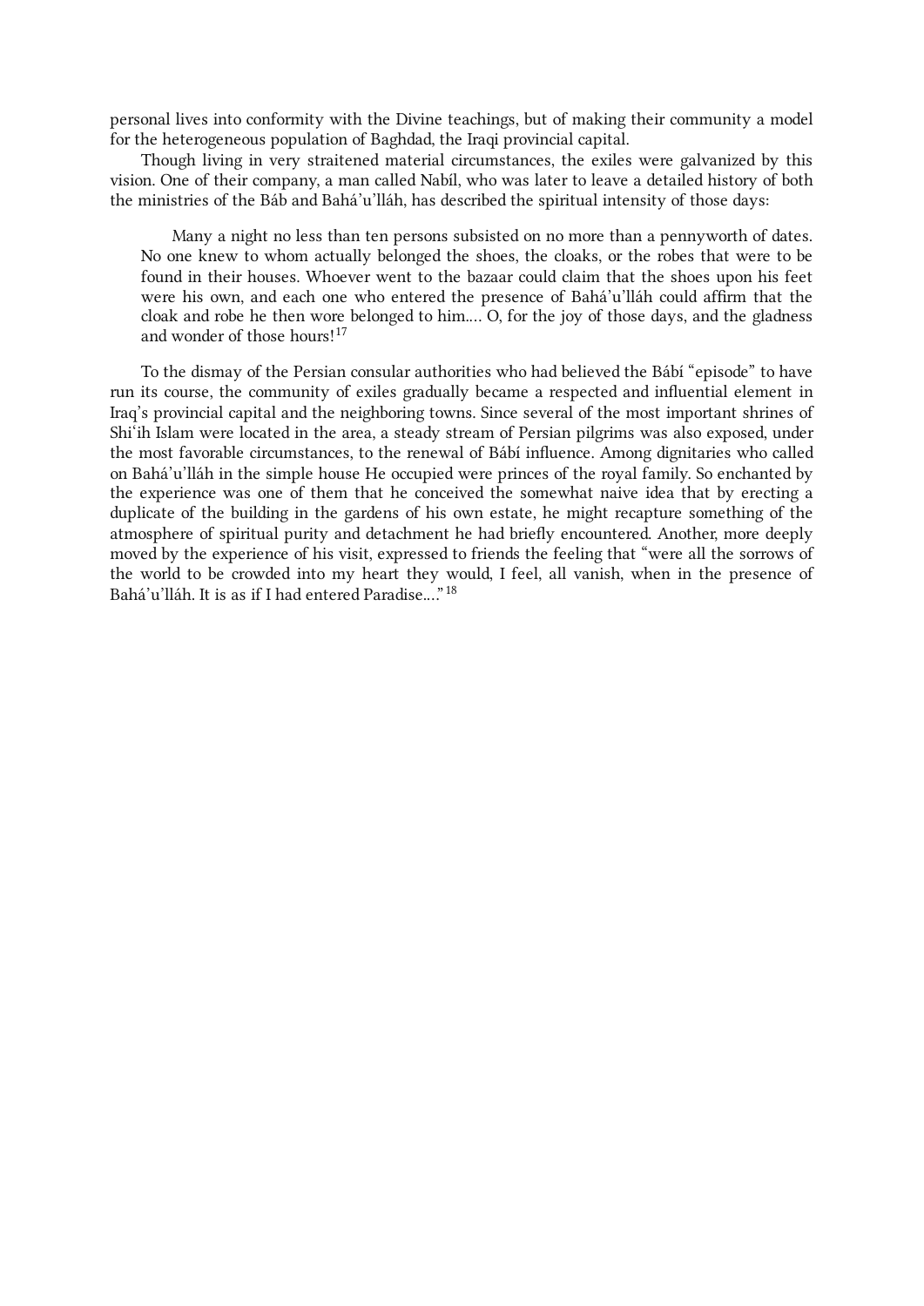personal lives into conformity with the Divine teachings, but of making their community a model for the heterogeneous population of Baghdad, the Iraqi provincial capital.

Though living in very straitened material circumstances, the exiles were galvanized by this vision. One of their company, a man called Nabíl, who was later to leave a detailed history of both the ministries of the Báb and Bahá'u'lláh, has described the spiritual intensity of those days:

> Many a night no less than ten persons subsisted on no more than a pennyworth of dates. No one knew to whom actually belonged the shoes, the cloaks, or the robes that were to be found in their houses. Whoever went to the bazaar could claim that the shoes upon his feet were his own, and each one who entered the presence of Bahá'u'lláh could affirm that the cloak and robe he then wore belonged to him.... O, for the joy of those days, and the gladness and wonder of those hours![17]

To the dismay of the Persian consular authorities who had believed the Bábí "episode" to have run its course, the community of exiles gradually became a respected and influential element in Iraq's provincial capital and the neighboring towns. Since several of the most important shrines of Shi'ih Islam were located in the area, a steady stream of Persian pilgrims was also exposed, under the most favorable circumstances, to the renewal of Bábí influence. Among dignitaries who called on Bahá'u'lláh in the simple house He occupied were princes of the royal family. So enchanted by the experience was one of them that he conceived the somewhat naive idea that by erecting a duplicate of the building in the gardens of his own estate, he might recapture something of the atmosphere of spiritual purity and detachment he had briefly encountered. Another, more deeply moved by the experience of his visit, expressed to friends the feeling that "were all the sorrows of the world to be crowded into my heart they would, I feel, all vanish, when in the presence of Bahá'u'lláh. It is as if I had entered Paradise...."[18]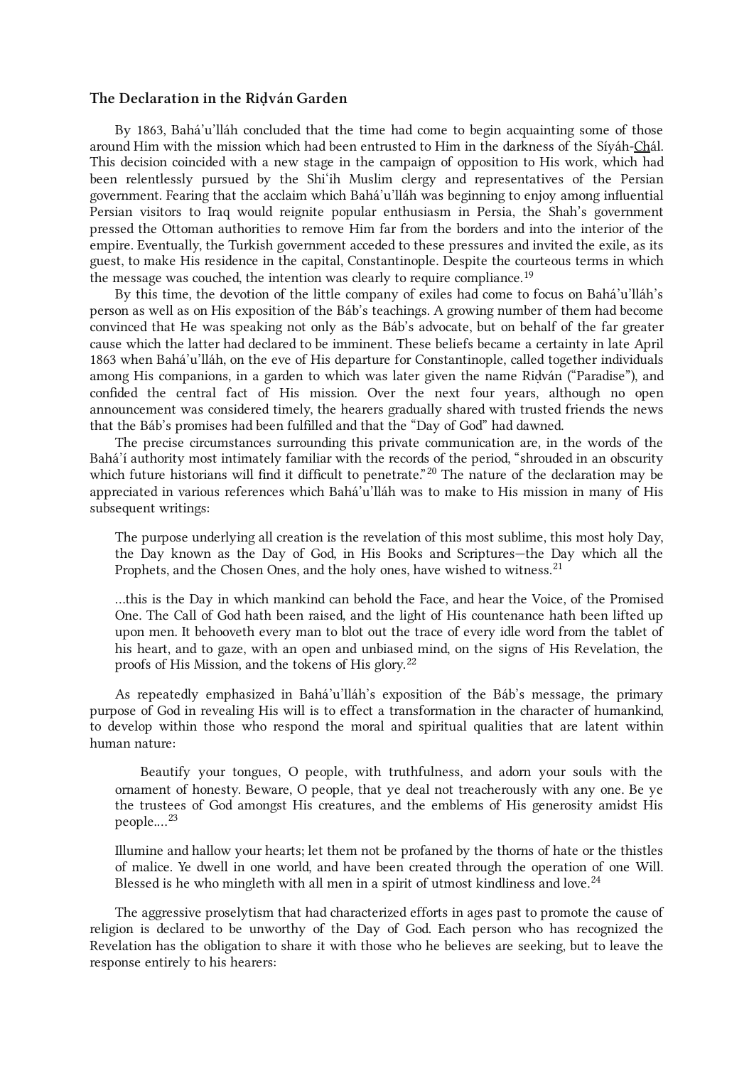### The Declaration in the Riḍván Garden

By 1863, Bahá'u'lláh concluded that the time had come to begin acquainting some of those around Him with the mission which had been entrusted to Him in the darkness of the Síyáh-Chál. This decision coincided with a new stage in the campaign of opposition to His work, which had been relentlessly pursued by the Shí'ih Muslim clergy and representatives of the Persian government. Fearing that the acclaim which Bahá'u'lláh was beginning to enjoy among influential Persian visitors to Iraq would reignite popular enthusiasm in Persia, the Shah's government pressed the Ottoman authorities to remove Him far from the borders and into the interior of the empire. Eventually, the Turkish government acceded to these pressures and invited the exile, as its guest, to make His residence in the capital, Constantinople. Despite the courteous terms in which the message was couched, the intention was clearly to require compliance.[19]

By this time, the devotion of the little company of exiles had come to focus on Bahá'u'lláh's person as well as on His exposition of the Báb's teachings. A growing number of them had become convinced that He was speaking not only as the Báb's advocate, but on behalf of the far greater cause which the latter had declared to be imminent. These beliefs became a certainty in late April 1863 when Bahá'u'lláh, on the eve of His departure for Constantinople, called together individuals among His companions, in a garden to which was later given the name Riḍván ("Paradise"), and confided the central fact of His mission. Over the next four years, although no open announcement was considered timely, the hearers gradually shared with trusted friends the news that the Báb's promises had been fulfilled and that the "Day of God" had dawned.

The precise circumstances surrounding this private communication are, in the words of the Bahá'í authority most intimately familiar with the records of the period, "shrouded in an obscurity which future historians will find it difficult to penetrate."[20] The nature of the declaration may be appreciated in various references which Bahá'u'lláh was to make to His mission in many of His subsequent writings:

> The purpose underlying all creation is the revelation of this most sublime, this most holy Day, the Day known as the Day of God, in His Books and Scriptures—the Day which all the Prophets, and the Chosen Ones, and the holy ones, have wished to witness.[21]

> …this is the Day in which mankind can behold the Face, and hear the Voice, of the Promised One. The Call of God hath been raised, and the light of His countenance hath been lifted up upon men. It behooveth every man to blot out the trace of every idle word from the tablet of his heart, and to gaze, with an open and unbiased mind, on the signs of His Revelation, the proofs of His Mission, and the tokens of His glory.[22]

As repeatedly emphasized in Bahá'u'lláh's exposition of the Báb's message, the primary purpose of God in revealing His will is to effect a transformation in the character of humankind, to develop within those who respond the moral and spiritual qualities that are latent within human nature:

> Beautify your tongues, O people, with truthfulness, and adorn your souls with the ornament of honesty. Beware, O people, that ye deal not treacherously with any one. Be ye the trustees of God amongst His creatures, and the emblems of His generosity amidst His people....[23]

> Illumine and hallow your hearts; let them not be profaned by the thorns of hate or the thistles of malice. Ye dwell in one world, and have been created through the operation of one Will. Blessed is he who mingleth with all men in a spirit of utmost kindliness and love.[24]

The aggressive proselytism that had characterized efforts in ages past to promote the cause of religion is declared to be unworthy of the Day of God. Each person who has recognized the Revelation has the obligation to share it with those who he believes are seeking, but to leave the response entirely to his hearers: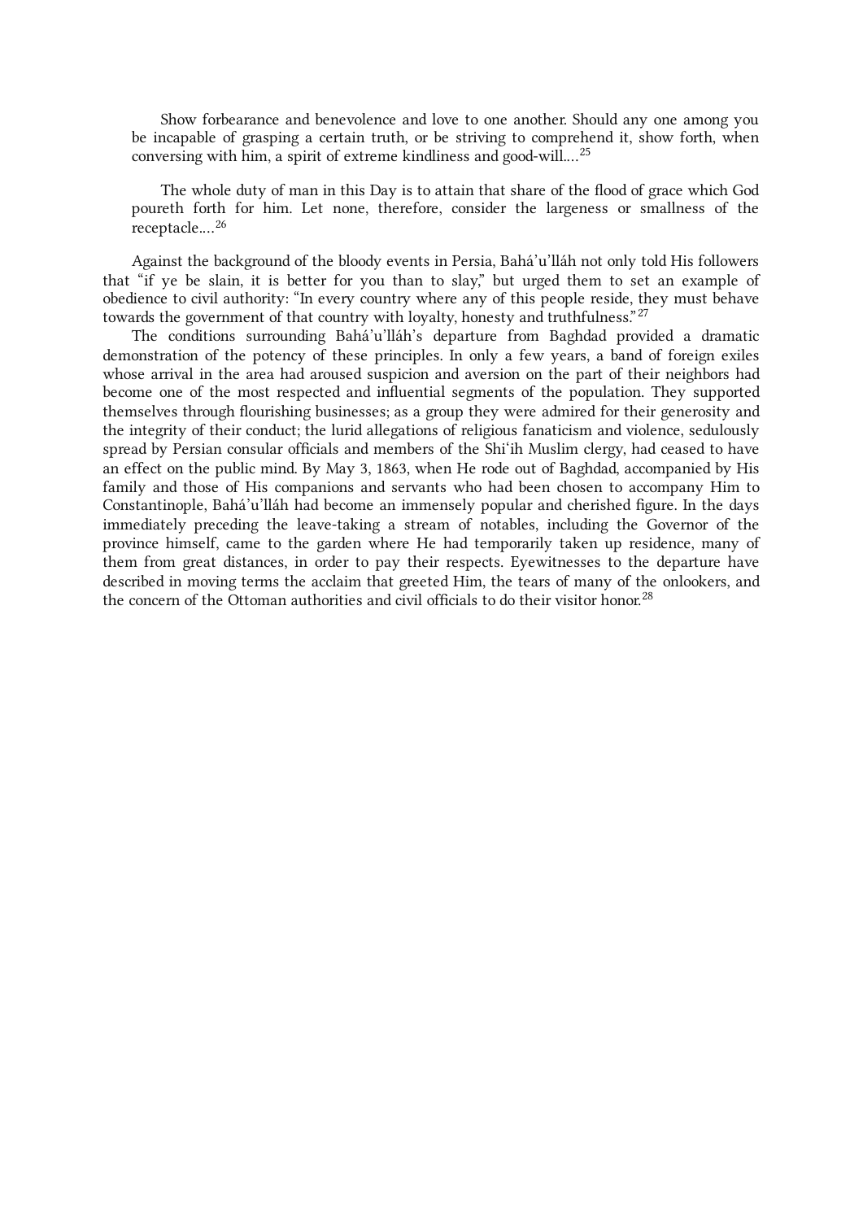> Show forbearance and benevolence and love to one another. Should any one among you be incapable of grasping a certain truth, or be striving to comprehend it, show forth, when conversing with him, a spirit of extreme kindliness and good-will....[25]

> The whole duty of man in this Day is to attain that share of the flood of grace which God poureth forth for him. Let none, therefore, consider the largeness or smallness of the receptacle....[26]

Against the background of the bloody events in Persia, Bahá'u'lláh not only told His followers that "if ye be slain, it is better for you than to slay," but urged them to set an example of obedience to civil authority: "In every country where any of this people reside, they must behave towards the government of that country with loyalty, honesty and truthfulness."[27]

The conditions surrounding Bahá'u'lláh's departure from Baghdad provided a dramatic demonstration of the potency of these principles. In only a few years, a band of foreign exiles whose arrival in the area had aroused suspicion and aversion on the part of their neighbors had become one of the most respected and influential segments of the population. They supported themselves through flourishing businesses; as a group they were admired for their generosity and the integrity of their conduct; the lurid allegations of religious fanaticism and violence, sedulously spread by Persian consular officials and members of the Shí'ih Muslim clergy, had ceased to have an effect on the public mind. By May 3, 1863, when He rode out of Baghdad, accompanied by His family and those of His companions and servants who had been chosen to accompany Him to Constantinople, Bahá'u'lláh had become an immensely popular and cherished figure. In the days immediately preceding the leave-taking a stream of notables, including the Governor of the province himself, came to the garden where He had temporarily taken up residence, many of them from great distances, in order to pay their respects. Eyewitnesses to the departure have described in moving terms the acclaim that greeted Him, the tears of many of the onlookers, and the concern of the Ottoman authorities and civil officials to do their visitor honor.[28]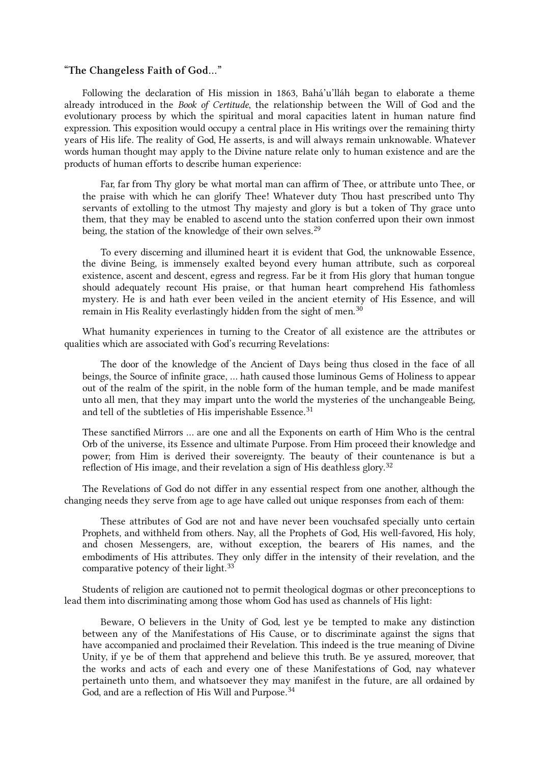### "The Changeless Faith of God…"

Following the declaration of His mission in 1863, Bahá'u'lláh began to elaborate a theme already introduced in the *Book of Certitude*, the relationship between the Will of God and the evolutionary process by which the spiritual and moral capacities latent in human nature find expression. This exposition would occupy a central place in His writings over the remaining thirty years of His life. The reality of God, He asserts, is and will always remain unknowable. Whatever words human thought may apply to the Divine nature relate only to human existence and are the products of human efforts to describe human experience:

> Far, far from Thy glory be what mortal man can affirm of Thee, or attribute unto Thee, or the praise with which he can glorify Thee! Whatever duty Thou hast prescribed unto Thy servants of extolling to the utmost Thy majesty and glory is but a token of Thy grace unto them, that they may be enabled to ascend unto the station conferred upon their own inmost being, the station of the knowledge of their own selves.[29]

> To every discerning and illumined heart it is evident that God, the unknowable Essence, the divine Being, is immensely exalted beyond every human attribute, such as corporeal existence, ascent and descent, egress and regress. Far be it from His glory that human tongue should adequately recount His praise, or that human heart comprehend His fathomless mystery. He is and hath ever been veiled in the ancient eternity of His Essence, and will remain in His Reality everlastingly hidden from the sight of men.[30]

What humanity experiences in turning to the Creator of all existence are the attributes or qualities which are associated with God's recurring Revelations:

> The door of the knowledge of the Ancient of Days being thus closed in the face of all beings, the Source of infinite grace, … hath caused those luminous Gems of Holiness to appear out of the realm of the spirit, in the noble form of the human temple, and be made manifest unto all men, that they may impart unto the world the mysteries of the unchangeable Being, and tell of the subtleties of His imperishable Essence.[31]
>
> These sanctified Mirrors … are one and all the Exponents on earth of Him Who is the central Orb of the universe, its Essence and ultimate Purpose. From Him proceed their knowledge and power; from Him is derived their sovereignty. The beauty of their countenance is but a reflection of His image, and their revelation a sign of His deathless glory.[32]

The Revelations of God do not differ in any essential respect from one another, although the changing needs they serve from age to age have called out unique responses from each of them:

> These attributes of God are not and have never been vouchsafed specially unto certain Prophets, and withheld from others. Nay, all the Prophets of God, His well-favored, His holy, and chosen Messengers, are, without exception, the bearers of His names, and the embodiments of His attributes. They only differ in the intensity of their revelation, and the comparative potency of their light.[33]

Students of religion are cautioned not to permit theological dogmas or other preconceptions to lead them into discriminating among those whom God has used as channels of His light:

> Beware, O believers in the Unity of God, lest ye be tempted to make any distinction between any of the Manifestations of His Cause, or to discriminate against the signs that have accompanied and proclaimed their Revelation. This indeed is the true meaning of Divine Unity, if ye be of them that apprehend and believe this truth. Be ye assured, moreover, that the works and acts of each and every one of these Manifestations of God, nay whatever pertaineth unto them, and whatsoever they may manifest in the future, are all ordained by God, and are a reflection of His Will and Purpose.[34]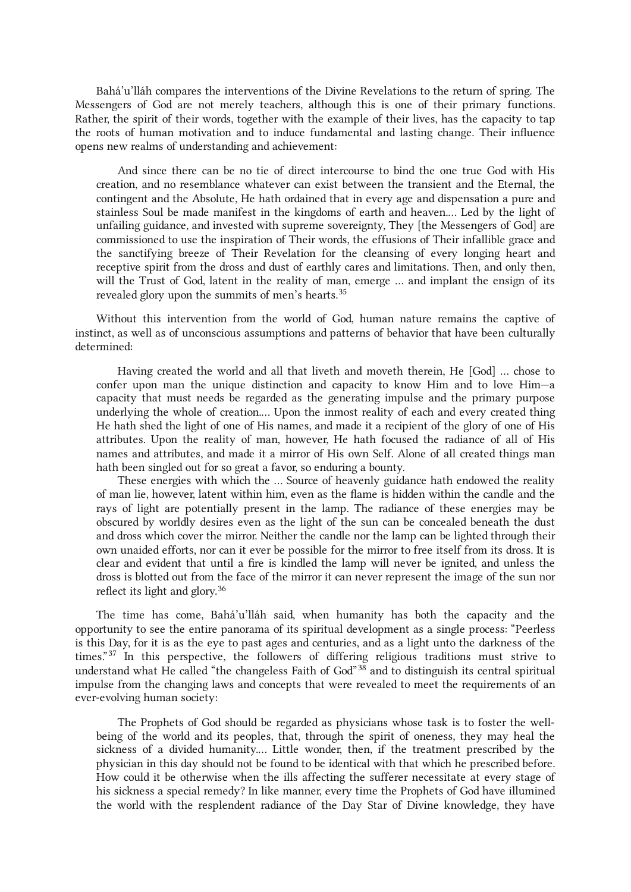Bahá'u'lláh compares the interventions of the Divine Revelations to the return of spring. The Messengers of God are not merely teachers, although this is one of their primary functions. Rather, the spirit of their words, together with the example of their lives, has the capacity to tap the roots of human motivation and to induce fundamental and lasting change. Their influence opens new realms of understanding and achievement:

> And since there can be no tie of direct intercourse to bind the one true God with His creation, and no resemblance whatever can exist between the transient and the Eternal, the contingent and the Absolute, He hath ordained that in every age and dispensation a pure and stainless Soul be made manifest in the kingdoms of earth and heaven.... Led by the light of unfailing guidance, and invested with supreme sovereignty, They [the Messengers of God] are commissioned to use the inspiration of Their words, the effusions of Their infallible grace and the sanctifying breeze of Their Revelation for the cleansing of every longing heart and receptive spirit from the dross and dust of earthly cares and limitations. Then, and only then, will the Trust of God, latent in the reality of man, emerge ... and implant the ensign of its revealed glory upon the summits of men's hearts.[35]

Without this intervention from the world of God, human nature remains the captive of instinct, as well as of unconscious assumptions and patterns of behavior that have been culturally determined:

> Having created the world and all that liveth and moveth therein, He [God] ... chose to confer upon man the unique distinction and capacity to know Him and to love Him—a capacity that must needs be regarded as the generating impulse and the primary purpose underlying the whole of creation.... Upon the inmost reality of each and every created thing He hath shed the light of one of His names, and made it a recipient of the glory of one of His attributes. Upon the reality of man, however, He hath focused the radiance of all of His names and attributes, and made it a mirror of His own Self. Alone of all created things man hath been singled out for so great a favor, so enduring a bounty.
>
> These energies with which the ... Source of heavenly guidance hath endowed the reality of man lie, however, latent within him, even as the flame is hidden within the candle and the rays of light are potentially present in the lamp. The radiance of these energies may be obscured by worldly desires even as the light of the sun can be concealed beneath the dust and dross which cover the mirror. Neither the candle nor the lamp can be lighted through their own unaided efforts, nor can it ever be possible for the mirror to free itself from its dross. It is clear and evident that until a fire is kindled the lamp will never be ignited, and unless the dross is blotted out from the face of the mirror it can never represent the image of the sun nor reflect its light and glory.[36]

The time has come, Bahá'u'lláh said, when humanity has both the capacity and the opportunity to see the entire panorama of its spiritual development as a single process: "Peerless is this Day, for it is as the eye to past ages and centuries, and as a light unto the darkness of the times."[37] In this perspective, the followers of differing religious traditions must strive to understand what He called "the changeless Faith of God"[38] and to distinguish its central spiritual impulse from the changing laws and concepts that were revealed to meet the requirements of an ever-evolving human society:

> The Prophets of God should be regarded as physicians whose task is to foster the well-being of the world and its peoples, that, through the spirit of oneness, they may heal the sickness of a divided humanity.... Little wonder, then, if the treatment prescribed by the physician in this day should not be found to be identical with that which he prescribed before. How could it be otherwise when the ills affecting the sufferer necessitate at every stage of his sickness a special remedy? In like manner, every time the Prophets of God have illumined the world with the resplendent radiance of the Day Star of Divine knowledge, they have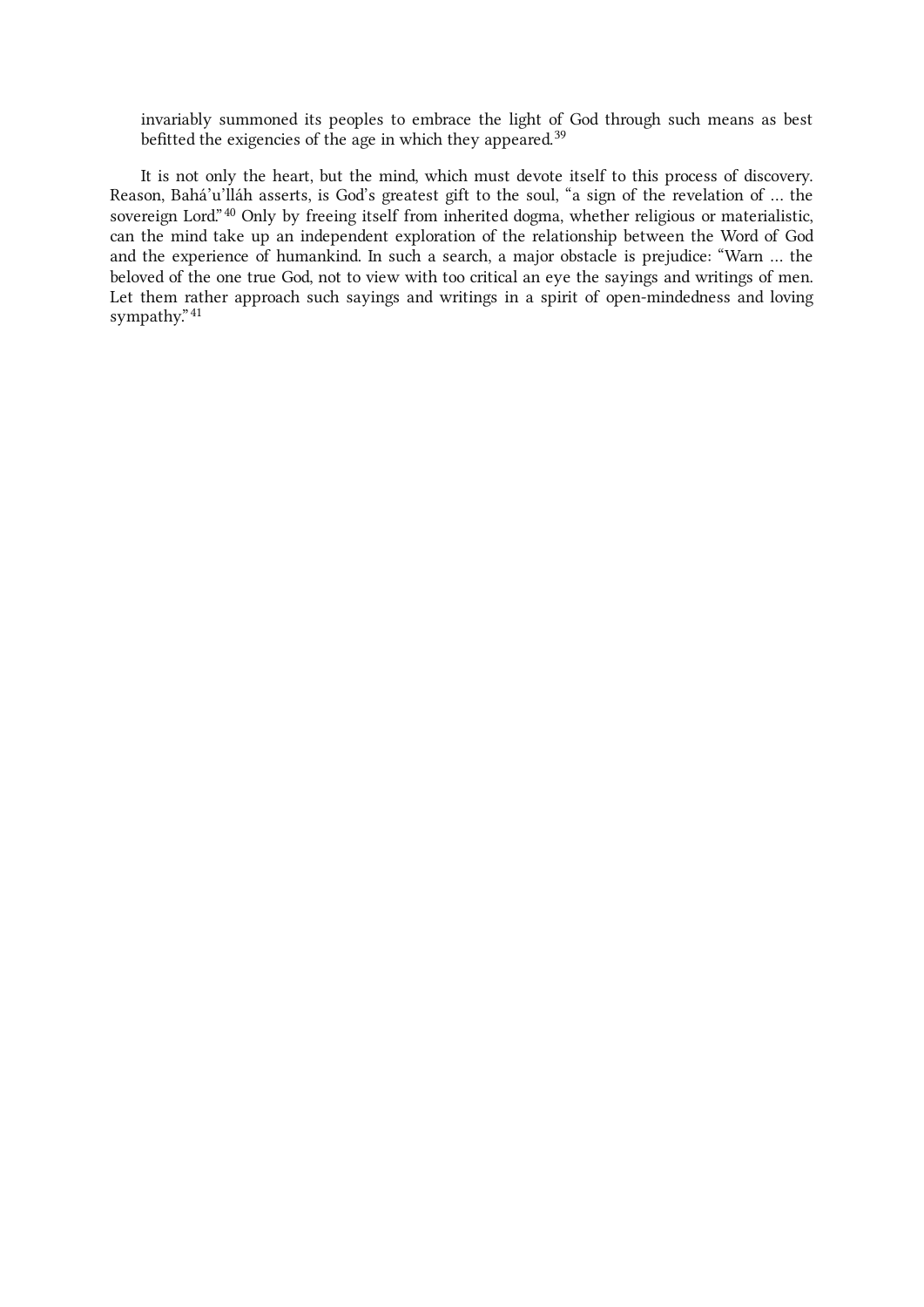> invariably summoned its peoples to embrace the light of God through such means as best befitted the exigencies of the age in which they appeared.[39]

It is not only the heart, but the mind, which must devote itself to this process of discovery. Reason, Bahá'u'lláh asserts, is God's greatest gift to the soul, "a sign of the revelation of … the sovereign Lord."[40] Only by freeing itself from inherited dogma, whether religious or materialistic, can the mind take up an independent exploration of the relationship between the Word of God and the experience of humankind. In such a search, a major obstacle is prejudice: "Warn … the beloved of the one true God, not to view with too critical an eye the sayings and writings of men. Let them rather approach such sayings and writings in a spirit of open-mindedness and loving sympathy."[41]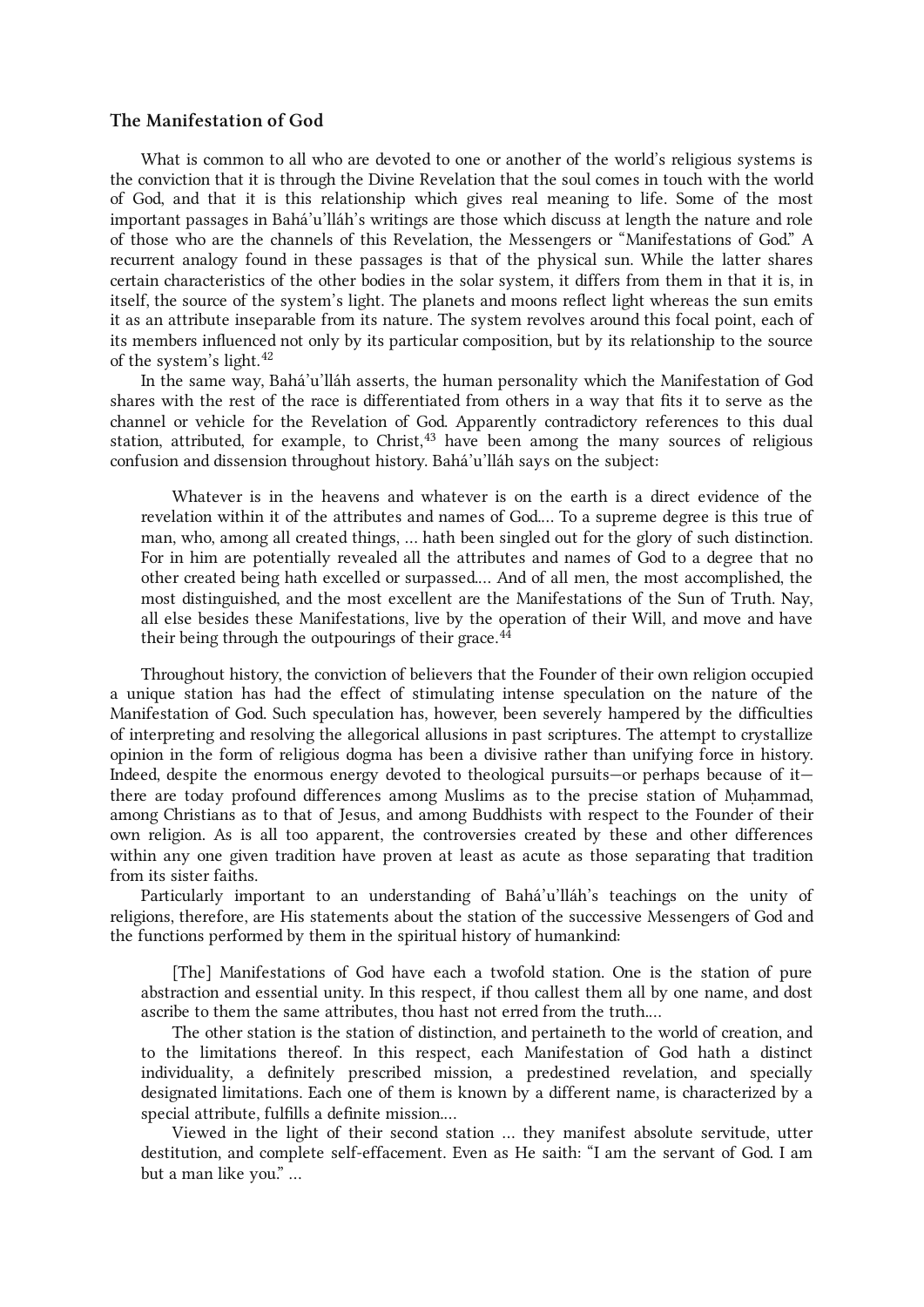### The Manifestation of God

What is common to all who are devoted to one or another of the world's religious systems is the conviction that it is through the Divine Revelation that the soul comes in touch with the world of God, and that it is this relationship which gives real meaning to life. Some of the most important passages in Bahá'u'lláh's writings are those which discuss at length the nature and role of those who are the channels of this Revelation, the Messengers or "Manifestations of God." A recurrent analogy found in these passages is that of the physical sun. While the latter shares certain characteristics of the other bodies in the solar system, it differs from them in that it is, in itself, the source of the system's light. The planets and moons reflect light whereas the sun emits it as an attribute inseparable from its nature. The system revolves around this focal point, each of its members influenced not only by its particular composition, but by its relationship to the source of the system's light.[42]

In the same way, Bahá'u'lláh asserts, the human personality which the Manifestation of God shares with the rest of the race is differentiated from others in a way that fits it to serve as the channel or vehicle for the Revelation of God. Apparently contradictory references to this dual station, attributed, for example, to Christ,[43] have been among the many sources of religious confusion and dissension throughout history. Bahá'u'lláh says on the subject:

> Whatever is in the heavens and whatever is on the earth is a direct evidence of the revelation within it of the attributes and names of God.... To a supreme degree is this true of man, who, among all created things, ... hath been singled out for the glory of such distinction. For in him are potentially revealed all the attributes and names of God to a degree that no other created being hath excelled or surpassed.... And of all men, the most accomplished, the most distinguished, and the most excellent are the Manifestations of the Sun of Truth. Nay, all else besides these Manifestations, live by the operation of their Will, and move and have their being through the outpourings of their grace.[44]

Throughout history, the conviction of believers that the Founder of their own religion occupied a unique station has had the effect of stimulating intense speculation on the nature of the Manifestation of God. Such speculation has, however, been severely hampered by the difficulties of interpreting and resolving the allegorical allusions in past scriptures. The attempt to crystallize opinion in the form of religious dogma has been a divisive rather than unifying force in history. Indeed, despite the enormous energy devoted to theological pursuits—or perhaps because of it—there are today profound differences among Muslims as to the precise station of Muḥammad, among Christians as to that of Jesus, and among Buddhists with respect to the Founder of their own religion. As is all too apparent, the controversies created by these and other differences within any one given tradition have proven at least as acute as those separating that tradition from its sister faiths.

Particularly important to an understanding of Bahá'u'lláh's teachings on the unity of religions, therefore, are His statements about the station of the successive Messengers of God and the functions performed by them in the spiritual history of humankind:

> [The] Manifestations of God have each a twofold station. One is the station of pure abstraction and essential unity. In this respect, if thou callest them all by one name, and dost ascribe to them the same attributes, thou hast not erred from the truth....
>
> The other station is the station of distinction, and pertaineth to the world of creation, and to the limitations thereof. In this respect, each Manifestation of God hath a distinct individuality, a definitely prescribed mission, a predestined revelation, and specially designated limitations. Each one of them is known by a different name, is characterized by a special attribute, fulfills a definite mission....
>
> Viewed in the light of their second station ... they manifest absolute servitude, utter destitution, and complete self-effacement. Even as He saith: "I am the servant of God. I am but a man like you." ...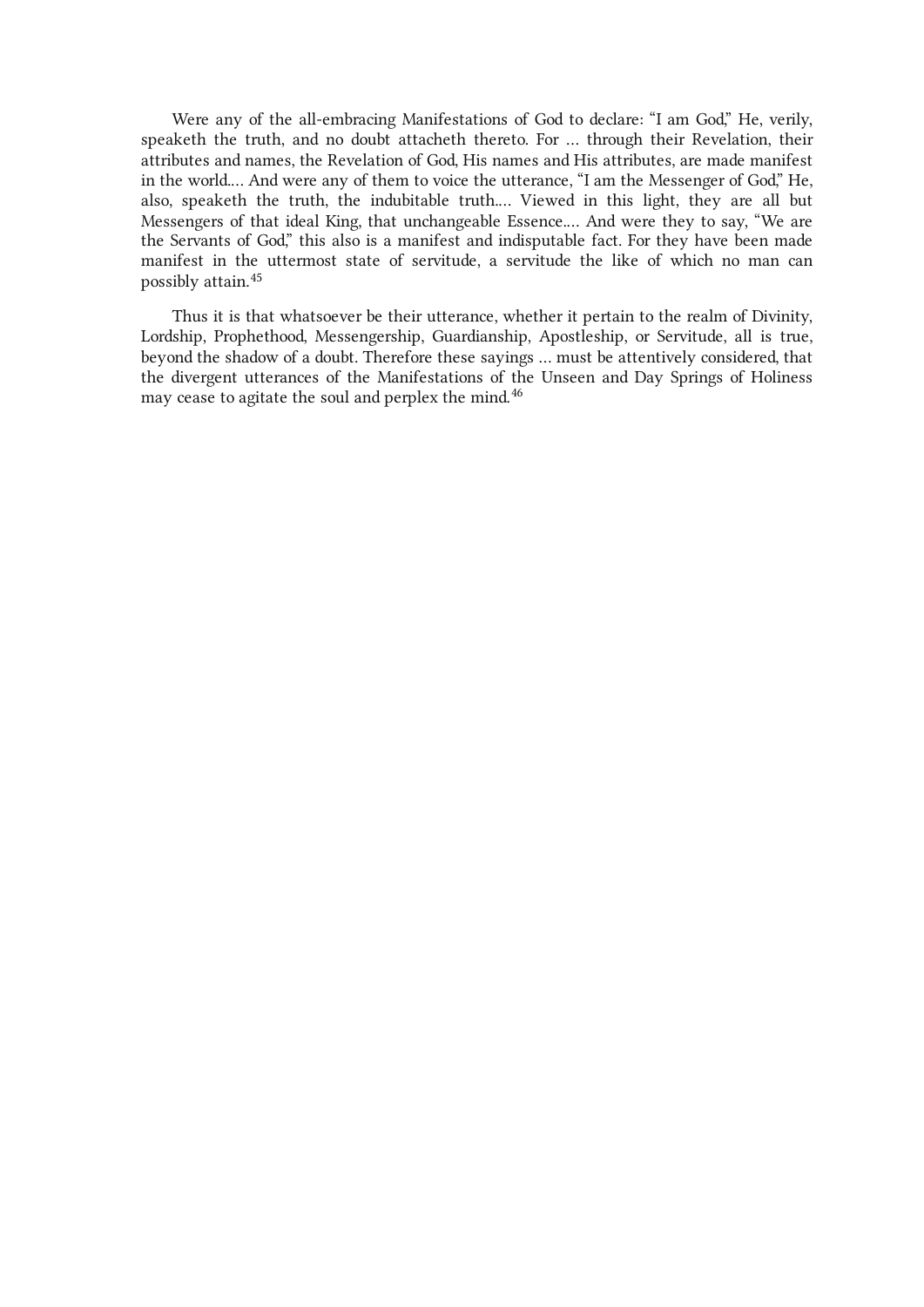Were any of the all-embracing Manifestations of God to declare: “I am God,” He, verily, speaketh the truth, and no doubt attacheth thereto. For … through their Revelation, their attributes and names, the Revelation of God, His names and His attributes, are made manifest in the world.… And were any of them to voice the utterance, “I am the Messenger of God,” He, also, speaketh the truth, the indubitable truth.… Viewed in this light, they are all but Messengers of that ideal King, that unchangeable Essence.… And were they to say, “We are the Servants of God,” this also is a manifest and indisputable fact. For they have been made manifest in the uttermost state of servitude, a servitude the like of which no man can possibly attain.[45]

Thus it is that whatsoever be their utterance, whether it pertain to the realm of Divinity, Lordship, Prophethood, Messengership, Guardianship, Apostleship, or Servitude, all is true, beyond the shadow of a doubt. Therefore these sayings … must be attentively considered, that the divergent utterances of the Manifestations of the Unseen and Day Springs of Holiness may cease to agitate the soul and perplex the mind.[46]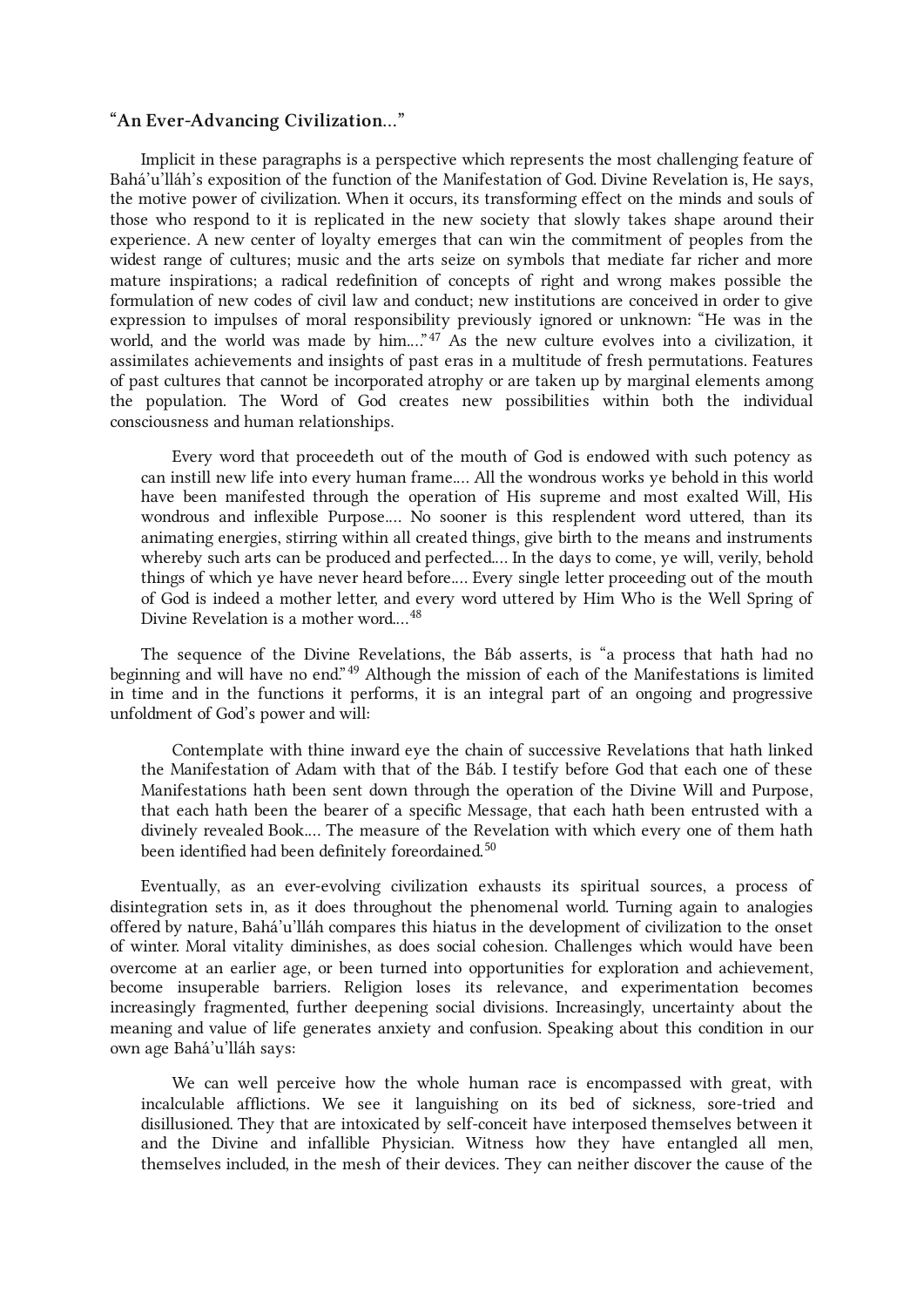### “An Ever-Advancing Civilization…”

Implicit in these paragraphs is a perspective which represents the most challenging feature of Bahá’u’lláh’s exposition of the function of the Manifestation of God. Divine Revelation is, He says, the motive power of civilization. When it occurs, its transforming effect on the minds and souls of those who respond to it is replicated in the new society that slowly takes shape around their experience. A new center of loyalty emerges that can win the commitment of peoples from the widest range of cultures; music and the arts seize on symbols that mediate far richer and more mature inspirations; a radical redefinition of concepts of right and wrong makes possible the formulation of new codes of civil law and conduct; new institutions are conceived in order to give expression to impulses of moral responsibility previously ignored or unknown: “He was in the world, and the world was made by him….”[47] As the new culture evolves into a civilization, it assimilates achievements and insights of past eras in a multitude of fresh permutations. Features of past cultures that cannot be incorporated atrophy or are taken up by marginal elements among the population. The Word of God creates new possibilities within both the individual consciousness and human relationships.

> Every word that proceedeth out of the mouth of God is endowed with such potency as can instill new life into every human frame…. All the wondrous works ye behold in this world have been manifested through the operation of His supreme and most exalted Will, His wondrous and inflexible Purpose…. No sooner is this resplendent word uttered, than its animating energies, stirring within all created things, give birth to the means and instruments whereby such arts can be produced and perfected…. In the days to come, ye will, verily, behold things of which ye have never heard before…. Every single letter proceeding out of the mouth of God is indeed a mother letter, and every word uttered by Him Who is the Well Spring of Divine Revelation is a mother word….[48]

The sequence of the Divine Revelations, the Báb asserts, is “a process that hath had no beginning and will have no end.”[49] Although the mission of each of the Manifestations is limited in time and in the functions it performs, it is an integral part of an ongoing and progressive unfoldment of God’s power and will:

> Contemplate with thine inward eye the chain of successive Revelations that hath linked the Manifestation of Adam with that of the Báb. I testify before God that each one of these Manifestations hath been sent down through the operation of the Divine Will and Purpose, that each hath been the bearer of a specific Message, that each hath been entrusted with a divinely revealed Book…. The measure of the Revelation with which every one of them hath been identified had been definitely foreordained.[50]

Eventually, as an ever-evolving civilization exhausts its spiritual sources, a process of disintegration sets in, as it does throughout the phenomenal world. Turning again to analogies offered by nature, Bahá’u’lláh compares this hiatus in the development of civilization to the onset of winter. Moral vitality diminishes, as does social cohesion. Challenges which would have been overcome at an earlier age, or been turned into opportunities for exploration and achievement, become insuperable barriers. Religion loses its relevance, and experimentation becomes increasingly fragmented, further deepening social divisions. Increasingly, uncertainty about the meaning and value of life generates anxiety and confusion. Speaking about this condition in our own age Bahá’u’lláh says:

> We can well perceive how the whole human race is encompassed with great, with incalculable afflictions. We see it languishing on its bed of sickness, sore-tried and disillusioned. They that are intoxicated by self-conceit have interposed themselves between it and the Divine and infallible Physician. Witness how they have entangled all men, themselves included, in the mesh of their devices. They can neither discover the cause of the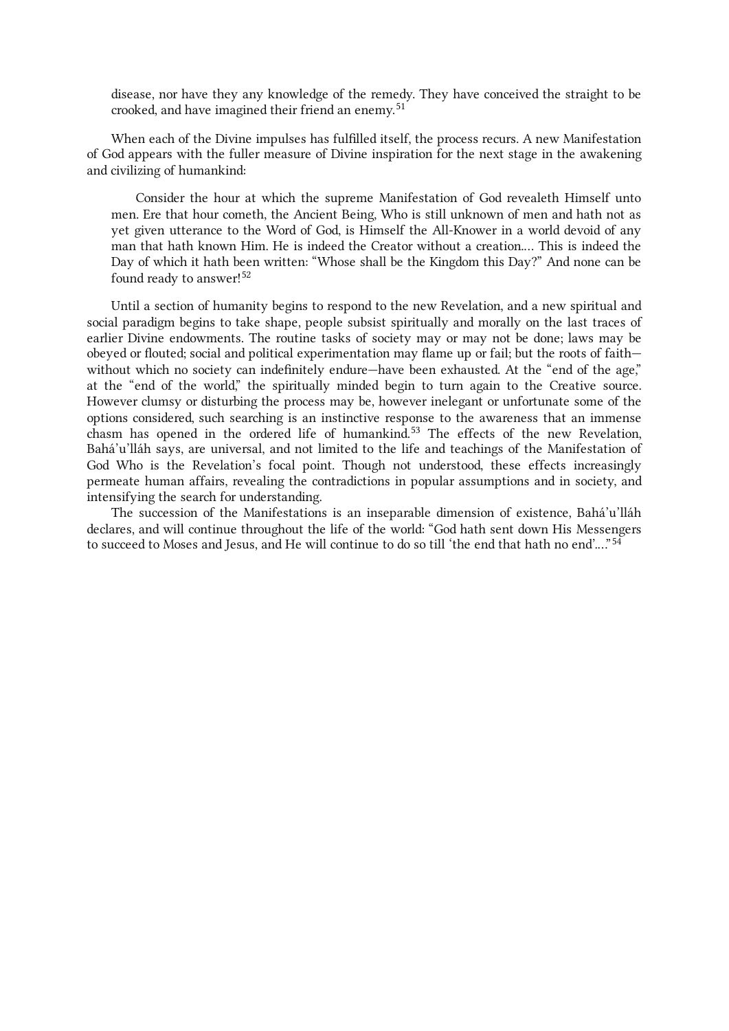> disease, nor have they any knowledge of the remedy. They have conceived the straight to be crooked, and have imagined their friend an enemy.[51]

When each of the Divine impulses has fulfilled itself, the process recurs. A new Manifestation of God appears with the fuller measure of Divine inspiration for the next stage in the awakening and civilizing of humankind:

> Consider the hour at which the supreme Manifestation of God revealeth Himself unto men. Ere that hour cometh, the Ancient Being, Who is still unknown of men and hath not as yet given utterance to the Word of God, is Himself the All-Knower in a world devoid of any man that hath known Him. He is indeed the Creator without a creation.… This is indeed the Day of which it hath been written: "Whose shall be the Kingdom this Day?" And none can be found ready to answer![52]

Until a section of humanity begins to respond to the new Revelation, and a new spiritual and social paradigm begins to take shape, people subsist spiritually and morally on the last traces of earlier Divine endowments. The routine tasks of society may or may not be done; laws may be obeyed or flouted; social and political experimentation may flame up or fail; but the roots of faith—without which no society can indefinitely endure—have been exhausted. At the "end of the age," at the "end of the world," the spiritually minded begin to turn again to the Creative source. However clumsy or disturbing the process may be, however inelegant or unfortunate some of the options considered, such searching is an instinctive response to the awareness that an immense chasm has opened in the ordered life of humankind.[53] The effects of the new Revelation, Bahá'u'lláh says, are universal, and not limited to the life and teachings of the Manifestation of God Who is the Revelation's focal point. Though not understood, these effects increasingly permeate human affairs, revealing the contradictions in popular assumptions and in society, and intensifying the search for understanding.

The succession of the Manifestations is an inseparable dimension of existence, Bahá'u'lláh declares, and will continue throughout the life of the world: "God hath sent down His Messengers to succeed to Moses and Jesus, and He will continue to do so till 'the end that hath no end'…"[54]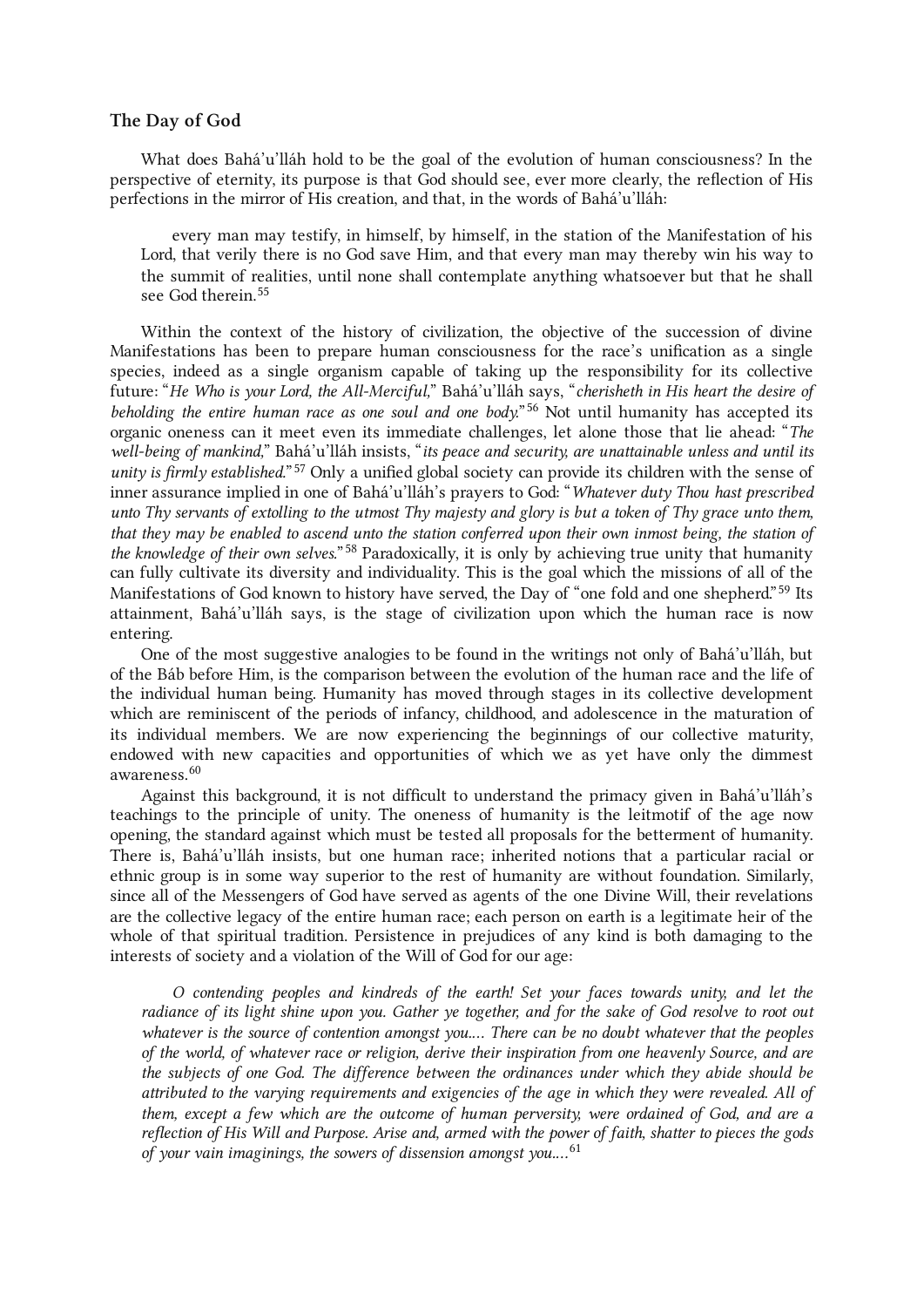### The Day of God

What does Bahá'u'lláh hold to be the goal of the evolution of human consciousness? In the perspective of eternity, its purpose is that God should see, ever more clearly, the reflection of His perfections in the mirror of His creation, and that, in the words of Bahá'u'lláh:

> every man may testify, in himself, by himself, in the station of the Manifestation of his Lord, that verily there is no God save Him, and that every man may thereby win his way to the summit of realities, until none shall contemplate anything whatsoever but that he shall see God therein.[55]

Within the context of the history of civilization, the objective of the succession of divine Manifestations has been to prepare human consciousness for the race's unification as a single species, indeed as a single organism capable of taking up the responsibility for its collective future: "*He Who is your Lord, the All-Merciful,*" Bahá'u'lláh says, "*cherisheth in His heart the desire of beholding the entire human race as one soul and one body.*"[56] Not until humanity has accepted its organic oneness can it meet even its immediate challenges, let alone those that lie ahead: "*The well-being of mankind,*" Bahá'u'lláh insists, "*its peace and security, are unattainable unless and until its unity is firmly established.*"[57] Only a unified global society can provide its children with the sense of inner assurance implied in one of Bahá'u'lláh's prayers to God: "*Whatever duty Thou hast prescribed unto Thy servants of extolling to the utmost Thy majesty and glory is but a token of Thy grace unto them, that they may be enabled to ascend unto the station conferred upon their own inmost being, the station of the knowledge of their own selves.*"[58] Paradoxically, it is only by achieving true unity that humanity can fully cultivate its diversity and individuality. This is the goal which the missions of all of the Manifestations of God known to history have served, the Day of "one fold and one shepherd."[59] Its attainment, Bahá'u'lláh says, is the stage of civilization upon which the human race is now entering.

One of the most suggestive analogies to be found in the writings not only of Bahá'u'lláh, but of the Báb before Him, is the comparison between the evolution of the human race and the life of the individual human being. Humanity has moved through stages in its collective development which are reminiscent of the periods of infancy, childhood, and adolescence in the maturation of its individual members. We are now experiencing the beginnings of our collective maturity, endowed with new capacities and opportunities of which we as yet have only the dimmest awareness.[60]

Against this background, it is not difficult to understand the primacy given in Bahá'u'lláh's teachings to the principle of unity. The oneness of humanity is the leitmotif of the age now opening, the standard against which must be tested all proposals for the betterment of humanity. There is, Bahá'u'lláh insists, but one human race; inherited notions that a particular racial or ethnic group is in some way superior to the rest of humanity are without foundation. Similarly, since all of the Messengers of God have served as agents of the one Divine Will, their revelations are the collective legacy of the entire human race; each person on earth is a legitimate heir of the whole of that spiritual tradition. Persistence in prejudices of any kind is both damaging to the interests of society and a violation of the Will of God for our age:

> *O contending peoples and kindreds of the earth! Set your faces towards unity, and let the radiance of its light shine upon you. Gather ye together, and for the sake of God resolve to root out whatever is the source of contention amongst you.... There can be no doubt whatever that the peoples of the world, of whatever race or religion, derive their inspiration from one heavenly Source, and are the subjects of one God. The difference between the ordinances under which they abide should be attributed to the varying requirements and exigencies of the age in which they were revealed. All of them, except a few which are the outcome of human perversity, were ordained of God, and are a reflection of His Will and Purpose. Arise and, armed with the power of faith, shatter to pieces the gods of your vain imaginings, the sowers of dissension amongst you....*[61]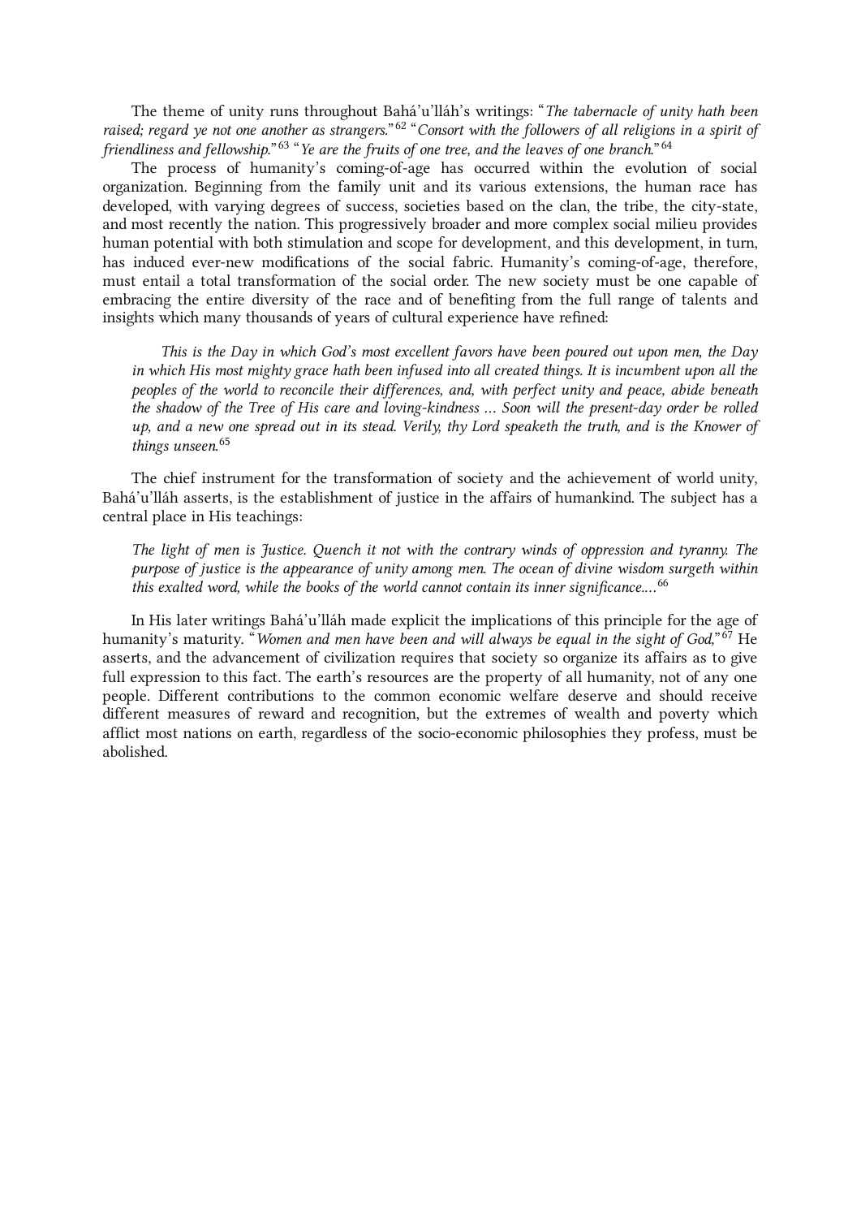The theme of unity runs throughout Bahá'u'lláh's writings: "*The tabernacle of unity hath been raised; regard ye not one another as strangers.*"[62] "*Consort with the followers of all religions in a spirit of friendliness and fellowship.*"[63] "*Ye are the fruits of one tree, and the leaves of one branch.*"[64]

The process of humanity's coming-of-age has occurred within the evolution of social organization. Beginning from the family unit and its various extensions, the human race has developed, with varying degrees of success, societies based on the clan, the tribe, the city-state, and most recently the nation. This progressively broader and more complex social milieu provides human potential with both stimulation and scope for development, and this development, in turn, has induced ever-new modifications of the social fabric. Humanity's coming-of-age, therefore, must entail a total transformation of the social order. The new society must be one capable of embracing the entire diversity of the race and of benefiting from the full range of talents and insights which many thousands of years of cultural experience have refined:

> *This is the Day in which God's most excellent favors have been poured out upon men, the Day in which His most mighty grace hath been infused into all created things. It is incumbent upon all the peoples of the world to reconcile their differences, and, with perfect unity and peace, abide beneath the shadow of the Tree of His care and loving-kindness ... Soon will the present-day order be rolled up, and a new one spread out in its stead. Verily, thy Lord speaketh the truth, and is the Knower of things unseen.*[65]

The chief instrument for the transformation of society and the achievement of world unity, Bahá'u'lláh asserts, is the establishment of justice in the affairs of humankind. The subject has a central place in His teachings:

> *The light of men is Justice. Quench it not with the contrary winds of oppression and tyranny. The purpose of justice is the appearance of unity among men. The ocean of divine wisdom surgeth within this exalted word, while the books of the world cannot contain its inner significance....*[66]

In His later writings Bahá'u'lláh made explicit the implications of this principle for the age of humanity's maturity. "*Women and men have been and will always be equal in the sight of God,*"[67] He asserts, and the advancement of civilization requires that society so organize its affairs as to give full expression to this fact. The earth's resources are the property of all humanity, not of any one people. Different contributions to the common economic welfare deserve and should receive different measures of reward and recognition, but the extremes of wealth and poverty which afflict most nations on earth, regardless of the socio-economic philosophies they profess, must be abolished.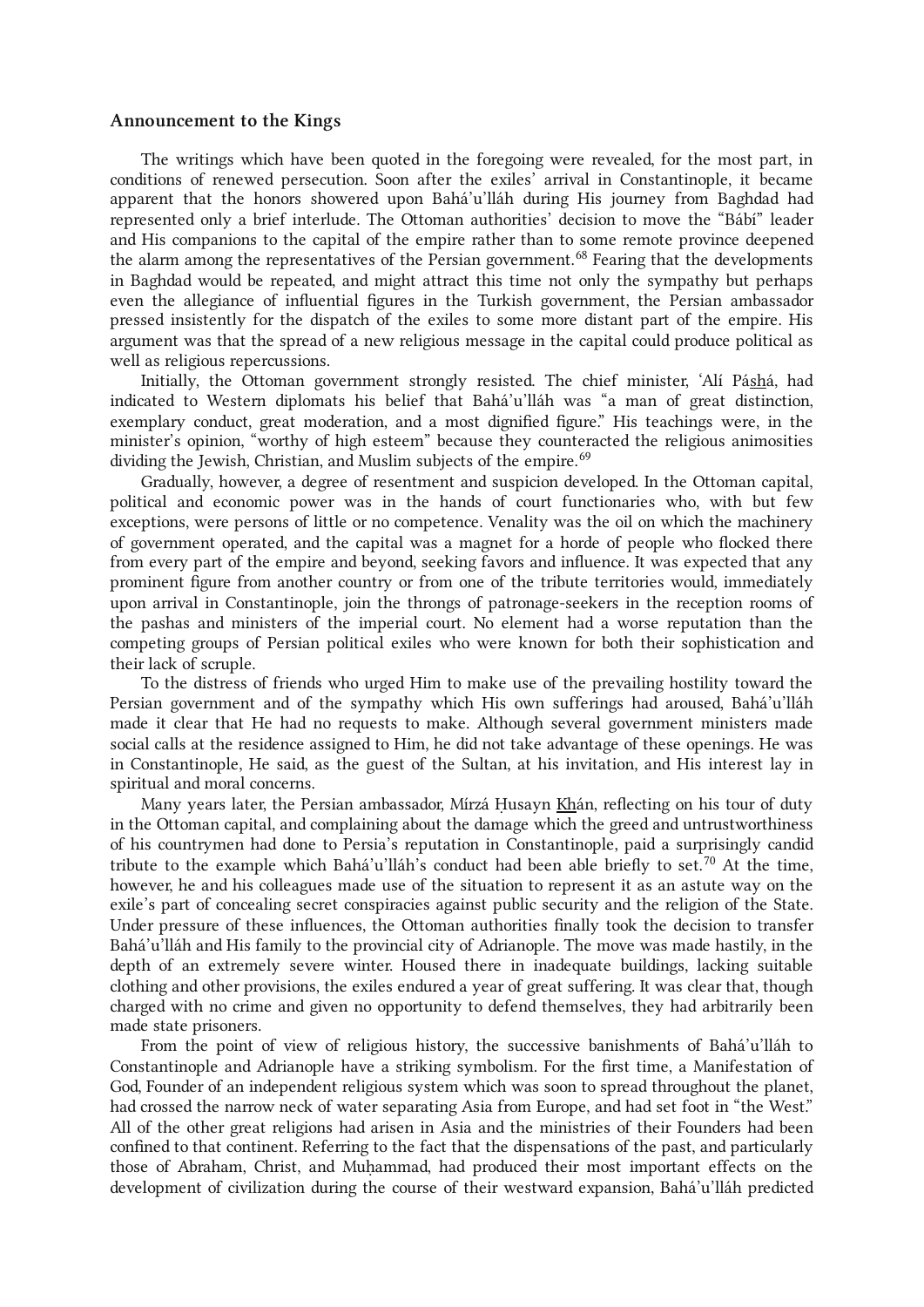### Announcement to the Kings

The writings which have been quoted in the foregoing were revealed, for the most part, in conditions of renewed persecution. Soon after the exiles' arrival in Constantinople, it became apparent that the honors showered upon Bahá'u'lláh during His journey from Baghdad had represented only a brief interlude. The Ottoman authorities' decision to move the "Bábí" leader and His companions to the capital of the empire rather than to some remote province deepened the alarm among the representatives of the Persian government.[68] Fearing that the developments in Baghdad would be repeated, and might attract this time not only the sympathy but perhaps even the allegiance of influential figures in the Turkish government, the Persian ambassador pressed insistently for the dispatch of the exiles to some more distant part of the empire. His argument was that the spread of a new religious message in the capital could produce political as well as religious repercussions.

Initially, the Ottoman government strongly resisted. The chief minister, 'Alí Pás͟há, had indicated to Western diplomats his belief that Bahá'u'lláh was "a man of great distinction, exemplary conduct, great moderation, and a most dignified figure." His teachings were, in the minister's opinion, "worthy of high esteem" because they counteracted the religious animosities dividing the Jewish, Christian, and Muslim subjects of the empire.[69]

Gradually, however, a degree of resentment and suspicion developed. In the Ottoman capital, political and economic power was in the hands of court functionaries who, with but few exceptions, were persons of little or no competence. Venality was the oil on which the machinery of government operated, and the capital was a magnet for a horde of people who flocked there from every part of the empire and beyond, seeking favors and influence. It was expected that any prominent figure from another country or from one of the tribute territories would, immediately upon arrival in Constantinople, join the throngs of patronage-seekers in the reception rooms of the pashas and ministers of the imperial court. No element had a worse reputation than the competing groups of Persian political exiles who were known for both their sophistication and their lack of scruple.

To the distress of friends who urged Him to make use of the prevailing hostility toward the Persian government and of the sympathy which His own sufferings had aroused, Bahá'u'lláh made it clear that He had no requests to make. Although several government ministers made social calls at the residence assigned to Him, he did not take advantage of these openings. He was in Constantinople, He said, as the guest of the Sultan, at his invitation, and His interest lay in spiritual and moral concerns.

Many years later, the Persian ambassador, Mírzá Ḥusayn K͟hán, reflecting on his tour of duty in the Ottoman capital, and complaining about the damage which the greed and untrustworthiness of his countrymen had done to Persia's reputation in Constantinople, paid a surprisingly candid tribute to the example which Bahá'u'lláh's conduct had been able briefly to set.[70] At the time, however, he and his colleagues made use of the situation to represent it as an astute way on the exile's part of concealing secret conspiracies against public security and the religion of the State. Under pressure of these influences, the Ottoman authorities finally took the decision to transfer Bahá'u'lláh and His family to the provincial city of Adrianople. The move was made hastily, in the depth of an extremely severe winter. Housed there in inadequate buildings, lacking suitable clothing and other provisions, the exiles endured a year of great suffering. It was clear that, though charged with no crime and given no opportunity to defend themselves, they had arbitrarily been made state prisoners.

From the point of view of religious history, the successive banishments of Bahá'u'lláh to Constantinople and Adrianople have a striking symbolism. For the first time, a Manifestation of God, Founder of an independent religious system which was soon to spread throughout the planet, had crossed the narrow neck of water separating Asia from Europe, and had set foot in "the West." All of the other great religions had arisen in Asia and the ministries of their Founders had been confined to that continent. Referring to the fact that the dispensations of the past, and particularly those of Abraham, Christ, and Muḥammad, had produced their most important effects on the development of civilization during the course of their westward expansion, Bahá'u'lláh predicted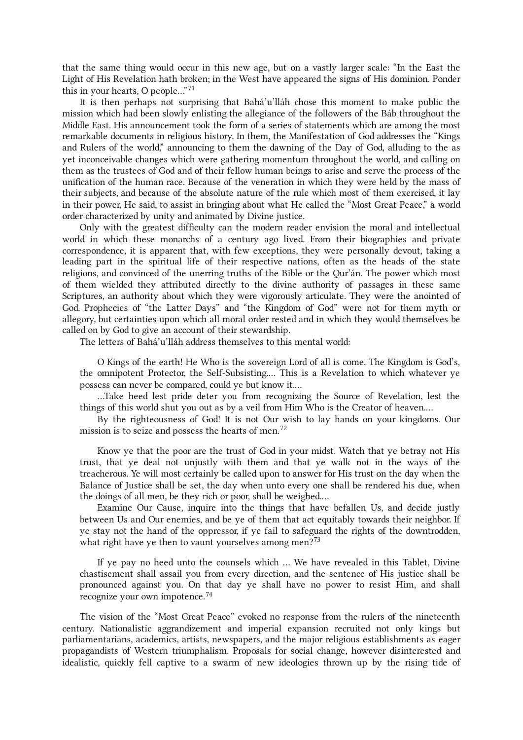that the same thing would occur in this new age, but on a vastly larger scale: "In the East the Light of His Revelation hath broken; in the West have appeared the signs of His dominion. Ponder this in your hearts, O people..."[71]

It is then perhaps not surprising that Bahá'u'lláh chose this moment to make public the mission which had been slowly enlisting the allegiance of the followers of the Báb throughout the Middle East. His announcement took the form of a series of statements which are among the most remarkable documents in religious history. In them, the Manifestation of God addresses the "Kings and Rulers of the world," announcing to them the dawning of the Day of God, alluding to the as yet inconceivable changes which were gathering momentum throughout the world, and calling on them as the trustees of God and of their fellow human beings to arise and serve the process of the unification of the human race. Because of the veneration in which they were held by the mass of their subjects, and because of the absolute nature of the rule which most of them exercised, it lay in their power, He said, to assist in bringing about what He called the "Most Great Peace," a world order characterized by unity and animated by Divine justice.

Only with the greatest difficulty can the modern reader envision the moral and intellectual world in which these monarchs of a century ago lived. From their biographies and private correspondence, it is apparent that, with few exceptions, they were personally devout, taking a leading part in the spiritual life of their respective nations, often as the heads of the state religions, and convinced of the unerring truths of the Bible or the Qur'án. The power which most of them wielded they attributed directly to the divine authority of passages in these same Scriptures, an authority about which they were vigorously articulate. They were the anointed of God. Prophecies of "the Latter Days" and "the Kingdom of God" were not for them myth or allegory, but certainties upon which all moral order rested and in which they would themselves be called on by God to give an account of their stewardship.

The letters of Bahá'u'lláh address themselves to this mental world:

> O Kings of the earth! He Who is the sovereign Lord of all is come. The Kingdom is God's, the omnipotent Protector, the Self-Subsisting.... This is a Revelation to which whatever ye possess can never be compared, could ye but know it....
>
> ...Take heed lest pride deter you from recognizing the Source of Revelation, lest the things of this world shut you out as by a veil from Him Who is the Creator of heaven....
>
> By the righteousness of God! It is not Our wish to lay hands on your kingdoms. Our mission is to seize and possess the hearts of men.[72]

> Know ye that the poor are the trust of God in your midst. Watch that ye betray not His trust, that ye deal not unjustly with them and that ye walk not in the ways of the treacherous. Ye will most certainly be called upon to answer for His trust on the day when the Balance of Justice shall be set, the day when unto every one shall be rendered his due, when the doings of all men, be they rich or poor, shall be weighed....
>
> Examine Our Cause, inquire into the things that have befallen Us, and decide justly between Us and Our enemies, and be ye of them that act equitably towards their neighbor. If ye stay not the hand of the oppressor, if ye fail to safeguard the rights of the downtrodden, what right have ye then to vaunt yourselves among men?[73]

> If ye pay no heed unto the counsels which ... We have revealed in this Tablet, Divine chastisement shall assail you from every direction, and the sentence of His justice shall be pronounced against you. On that day ye shall have no power to resist Him, and shall recognize your own impotence.[74]

The vision of the "Most Great Peace" evoked no response from the rulers of the nineteenth century. Nationalistic aggrandizement and imperial expansion recruited not only kings but parliamentarians, academics, artists, newspapers, and the major religious establishments as eager propagandists of Western triumphalism. Proposals for social change, however disinterested and idealistic, quickly fell captive to a swarm of new ideologies thrown up by the rising tide of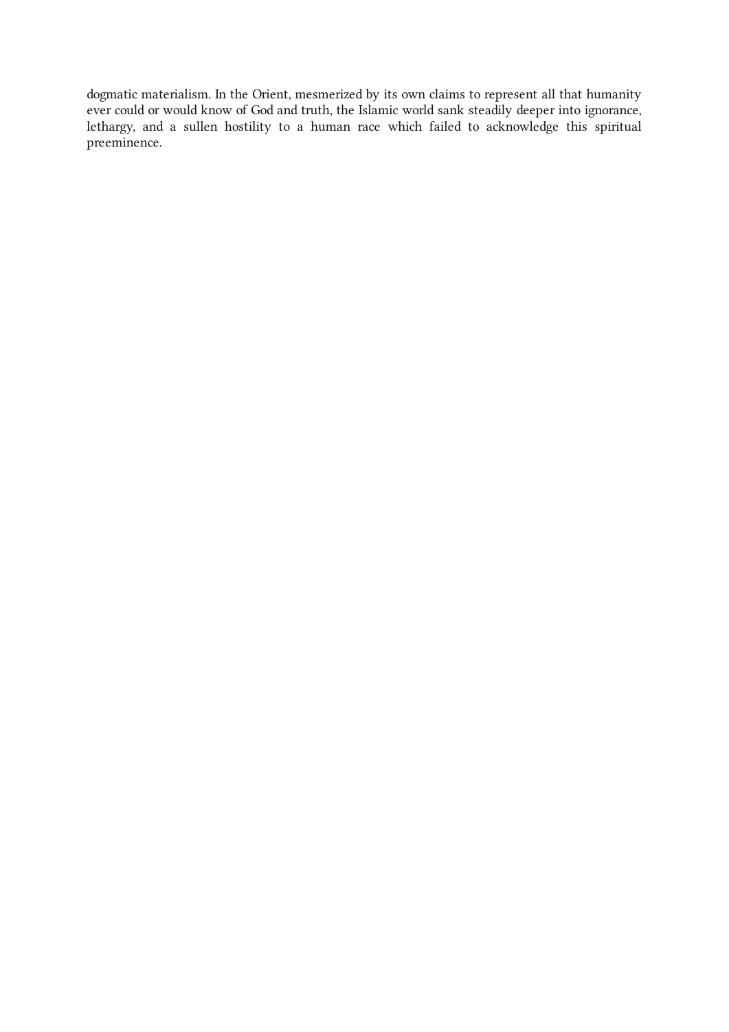dogmatic materialism. In the Orient, mesmerized by its own claims to represent all that humanity ever could or would know of God and truth, the Islamic world sank steadily deeper into ignorance, lethargy, and a sullen hostility to a human race which failed to acknowledge this spiritual preeminence.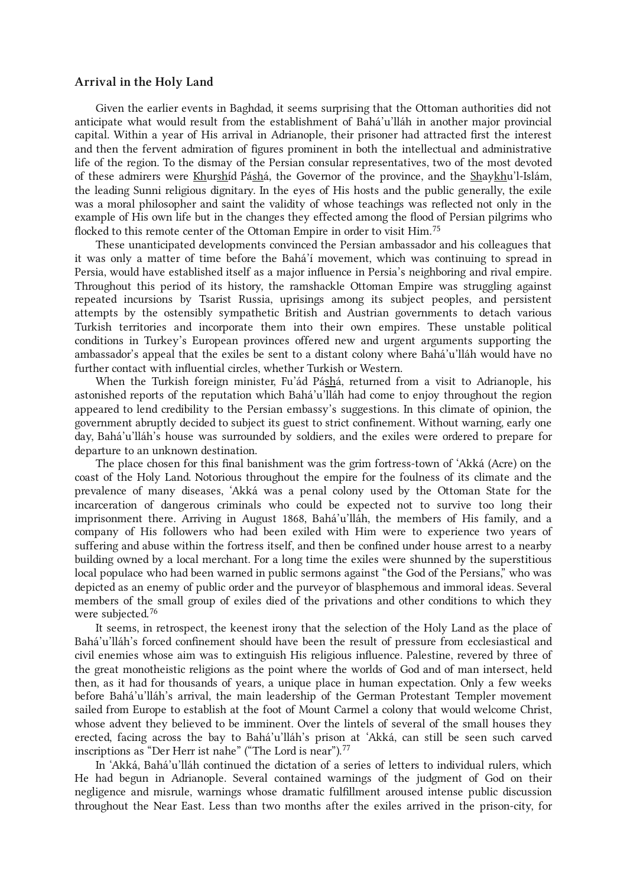### Arrival in the Holy Land

Given the earlier events in Baghdad, it seems surprising that the Ottoman authorities did not anticipate what would result from the establishment of Bahá'u'lláh in another major provincial capital. Within a year of His arrival in Adrianople, their prisoner had attracted first the interest and then the fervent admiration of figures prominent in both the intellectual and administrative life of the region. To the dismay of the Persian consular representatives, two of the most devoted of these admirers were Khurshíd Páshá, the Governor of the province, and the Shaykhu'l-Islám, the leading Sunni religious dignitary. In the eyes of His hosts and the public generally, the exile was a moral philosopher and saint the validity of whose teachings was reflected not only in the example of His own life but in the changes they effected among the flood of Persian pilgrims who flocked to this remote center of the Ottoman Empire in order to visit Him.[75]

These unanticipated developments convinced the Persian ambassador and his colleagues that it was only a matter of time before the Bahá'í movement, which was continuing to spread in Persia, would have established itself as a major influence in Persia's neighboring and rival empire. Throughout this period of its history, the ramshackle Ottoman Empire was struggling against repeated incursions by Tsarist Russia, uprisings among its subject peoples, and persistent attempts by the ostensibly sympathetic British and Austrian governments to detach various Turkish territories and incorporate them into their own empires. These unstable political conditions in Turkey's European provinces offered new and urgent arguments supporting the ambassador's appeal that the exiles be sent to a distant colony where Bahá'u'lláh would have no further contact with influential circles, whether Turkish or Western.

When the Turkish foreign minister, Fu'ád Páshá, returned from a visit to Adrianople, his astonished reports of the reputation which Bahá'u'lláh had come to enjoy throughout the region appeared to lend credibility to the Persian embassy's suggestions. In this climate of opinion, the government abruptly decided to subject its guest to strict confinement. Without warning, early one day, Bahá'u'lláh's house was surrounded by soldiers, and the exiles were ordered to prepare for departure to an unknown destination.

The place chosen for this final banishment was the grim fortress-town of 'Akká (Acre) on the coast of the Holy Land. Notorious throughout the empire for the foulness of its climate and the prevalence of many diseases, 'Akká was a penal colony used by the Ottoman State for the incarceration of dangerous criminals who could be expected not to survive too long their imprisonment there. Arriving in August 1868, Bahá'u'lláh, the members of His family, and a company of His followers who had been exiled with Him were to experience two years of suffering and abuse within the fortress itself, and then be confined under house arrest to a nearby building owned by a local merchant. For a long time the exiles were shunned by the superstitious local populace who had been warned in public sermons against "the God of the Persians," who was depicted as an enemy of public order and the purveyor of blasphemous and immoral ideas. Several members of the small group of exiles died of the privations and other conditions to which they were subjected.[76]

It seems, in retrospect, the keenest irony that the selection of the Holy Land as the place of Bahá'u'lláh's forced confinement should have been the result of pressure from ecclesiastical and civil enemies whose aim was to extinguish His religious influence. Palestine, revered by three of the great monotheistic religions as the point where the worlds of God and of man intersect, held then, as it had for thousands of years, a unique place in human expectation. Only a few weeks before Bahá'u'lláh's arrival, the main leadership of the German Protestant Templer movement sailed from Europe to establish at the foot of Mount Carmel a colony that would welcome Christ, whose advent they believed to be imminent. Over the lintels of several of the small houses they erected, facing across the bay to Bahá'u'lláh's prison at 'Akká, can still be seen such carved inscriptions as "Der Herr ist nahe" ("The Lord is near").[77]

In 'Akká, Bahá'u'lláh continued the dictation of a series of letters to individual rulers, which He had begun in Adrianople. Several contained warnings of the judgment of God on their negligence and misrule, warnings whose dramatic fulfillment aroused intense public discussion throughout the Near East. Less than two months after the exiles arrived in the prison-city, for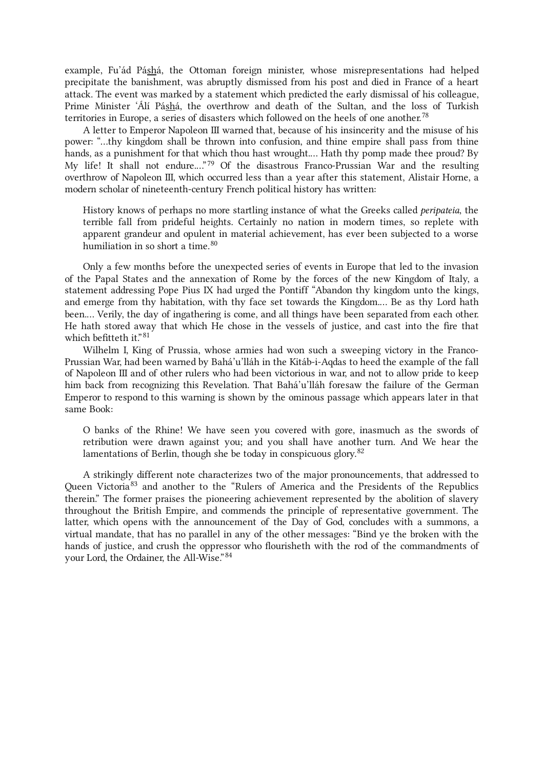example, Fu'ád Páshá, the Ottoman foreign minister, whose misrepresentations had helped precipitate the banishment, was abruptly dismissed from his post and died in France of a heart attack. The event was marked by a statement which predicted the early dismissal of his colleague, Prime Minister 'Álí Páshá, the overthrow and death of the Sultan, and the loss of Turkish territories in Europe, a series of disasters which followed on the heels of one another.[78]

A letter to Emperor Napoleon III warned that, because of his insincerity and the misuse of his power: "…thy kingdom shall be thrown into confusion, and thine empire shall pass from thine hands, as a punishment for that which thou hast wrought.… Hath thy pomp made thee proud? By My life! It shall not endure.…"[79] Of the disastrous Franco-Prussian War and the resulting overthrow of Napoleon III, which occurred less than a year after this statement, Alistair Horne, a modern scholar of nineteenth-century French political history has written:

> History knows of perhaps no more startling instance of what the Greeks called *peripateia*, the terrible fall from prideful heights. Certainly no nation in modern times, so replete with apparent grandeur and opulent in material achievement, has ever been subjected to a worse humiliation in so short a time.[80]

Only a few months before the unexpected series of events in Europe that led to the invasion of the Papal States and the annexation of Rome by the forces of the new Kingdom of Italy, a statement addressing Pope Pius IX had urged the Pontiff "Abandon thy kingdom unto the kings, and emerge from thy habitation, with thy face set towards the Kingdom.… Be as thy Lord hath been.… Verily, the day of ingathering is come, and all things have been separated from each other. He hath stored away that which He chose in the vessels of justice, and cast into the fire that which befitteth it."[81]

Wilhelm I, King of Prussia, whose armies had won such a sweeping victory in the Franco-Prussian War, had been warned by Bahá'u'lláh in the Kitáb-i-Aqdas to heed the example of the fall of Napoleon III and of other rulers who had been victorious in war, and not to allow pride to keep him back from recognizing this Revelation. That Bahá'u'lláh foresaw the failure of the German Emperor to respond to this warning is shown by the ominous passage which appears later in that same Book:

> O banks of the Rhine! We have seen you covered with gore, inasmuch as the swords of retribution were drawn against you; and you shall have another turn. And We hear the lamentations of Berlin, though she be today in conspicuous glory.[82]

A strikingly different note characterizes two of the major pronouncements, that addressed to Queen Victoria[83] and another to the "Rulers of America and the Presidents of the Republics therein." The former praises the pioneering achievement represented by the abolition of slavery throughout the British Empire, and commends the principle of representative government. The latter, which opens with the announcement of the Day of God, concludes with a summons, a virtual mandate, that has no parallel in any of the other messages: "Bind ye the broken with the hands of justice, and crush the oppressor who flourisheth with the rod of the commandments of your Lord, the Ordainer, the All-Wise."[84]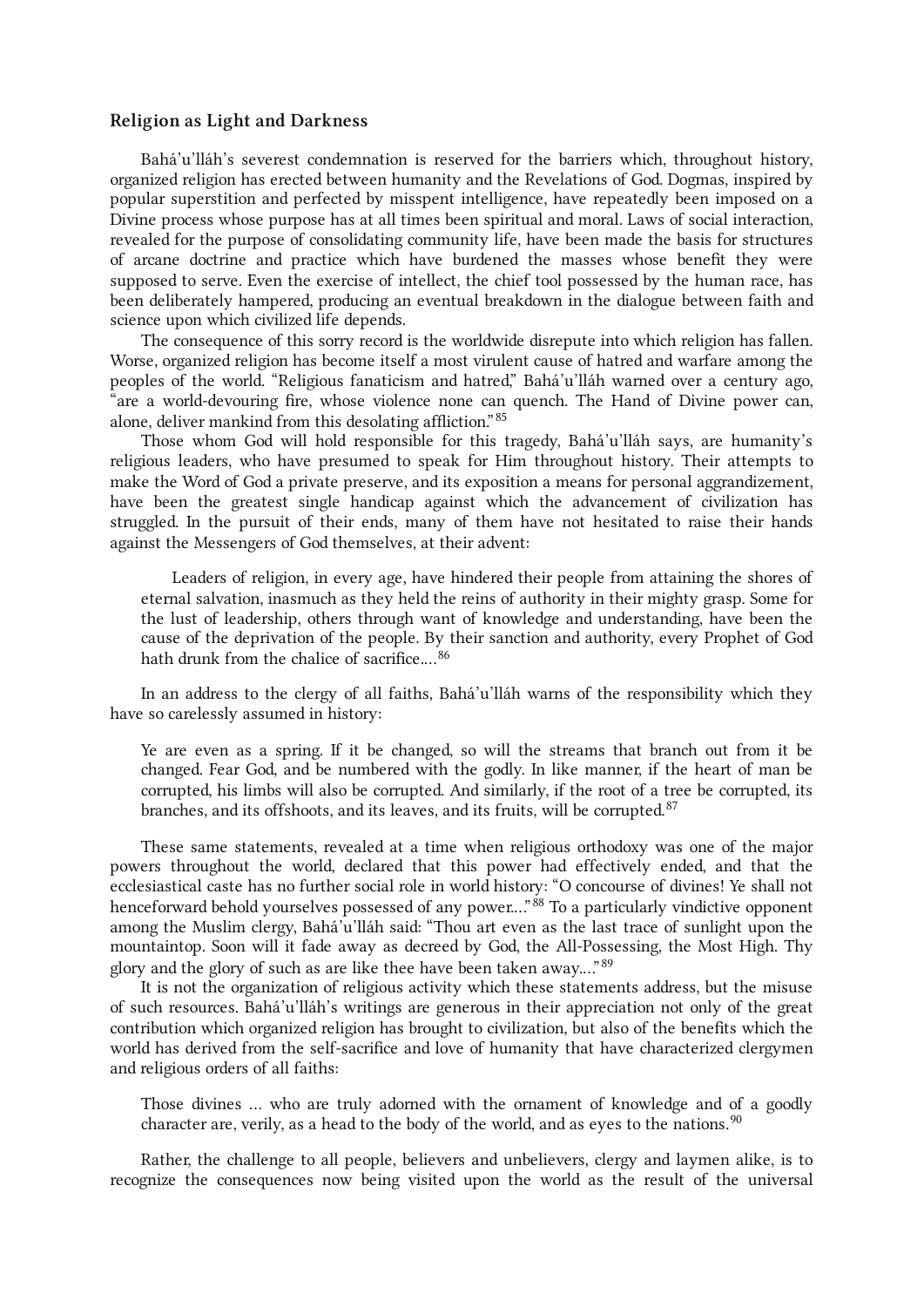### Religion as Light and Darkness

Bahá'u'lláh's severest condemnation is reserved for the barriers which, throughout history, organized religion has erected between humanity and the Revelations of God. Dogmas, inspired by popular superstition and perfected by misspent intelligence, have repeatedly been imposed on a Divine process whose purpose has at all times been spiritual and moral. Laws of social interaction, revealed for the purpose of consolidating community life, have been made the basis for structures of arcane doctrine and practice which have burdened the masses whose benefit they were supposed to serve. Even the exercise of intellect, the chief tool possessed by the human race, has been deliberately hampered, producing an eventual breakdown in the dialogue between faith and science upon which civilized life depends.

The consequence of this sorry record is the worldwide disrepute into which religion has fallen. Worse, organized religion has become itself a most virulent cause of hatred and warfare among the peoples of the world. "Religious fanaticism and hatred," Bahá'u'lláh warned over a century ago, "are a world-devouring fire, whose violence none can quench. The Hand of Divine power can, alone, deliver mankind from this desolating affliction."[85]

Those whom God will hold responsible for this tragedy, Bahá'u'lláh says, are humanity's religious leaders, who have presumed to speak for Him throughout history. Their attempts to make the Word of God a private preserve, and its exposition a means for personal aggrandizement, have been the greatest single handicap against which the advancement of civilization has struggled. In the pursuit of their ends, many of them have not hesitated to raise their hands against the Messengers of God themselves, at their advent:

> Leaders of religion, in every age, have hindered their people from attaining the shores of eternal salvation, inasmuch as they held the reins of authority in their mighty grasp. Some for the lust of leadership, others through want of knowledge and understanding, have been the cause of the deprivation of the people. By their sanction and authority, every Prophet of God hath drunk from the chalice of sacrifice....[86]

In an address to the clergy of all faiths, Bahá'u'lláh warns of the responsibility which they have so carelessly assumed in history:

> Ye are even as a spring. If it be changed, so will the streams that branch out from it be changed. Fear God, and be numbered with the godly. In like manner, if the heart of man be corrupted, his limbs will also be corrupted. And similarly, if the root of a tree be corrupted, its branches, and its offshoots, and its leaves, and its fruits, will be corrupted.[87]

These same statements, revealed at a time when religious orthodoxy was one of the major powers throughout the world, declared that this power had effectively ended, and that the ecclesiastical caste has no further social role in world history: "O concourse of divines! Ye shall not henceforward behold yourselves possessed of any power..."[88] To a particularly vindictive opponent among the Muslim clergy, Bahá'u'lláh said: "Thou art even as the last trace of sunlight upon the mountaintop. Soon will it fade away as decreed by God, the All-Possessing, the Most High. Thy glory and the glory of such as are like thee have been taken away..."[89]

It is not the organization of religious activity which these statements address, but the misuse of such resources. Bahá'u'lláh's writings are generous in their appreciation not only of the great contribution which organized religion has brought to civilization, but also of the benefits which the world has derived from the self-sacrifice and love of humanity that have characterized clergymen and religious orders of all faiths:

> Those divines ... who are truly adorned with the ornament of knowledge and of a goodly character are, verily, as a head to the body of the world, and as eyes to the nations.[90]

Rather, the challenge to all people, believers and unbelievers, clergy and laymen alike, is to recognize the consequences now being visited upon the world as the result of the universal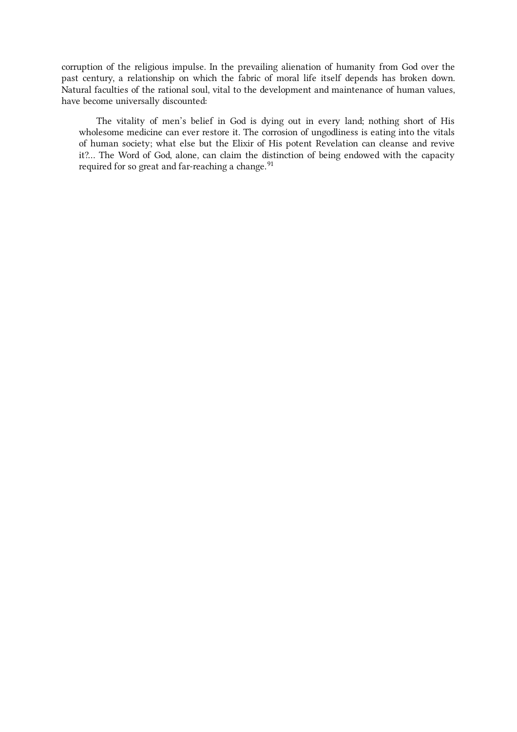corruption of the religious impulse. In the prevailing alienation of humanity from God over the past century, a relationship on which the fabric of moral life itself depends has broken down. Natural faculties of the rational soul, vital to the development and maintenance of human values, have become universally discounted:

> The vitality of men's belief in God is dying out in every land; nothing short of His wholesome medicine can ever restore it. The corrosion of ungodliness is eating into the vitals of human society; what else but the Elixir of His potent Revelation can cleanse and revive it?... The Word of God, alone, can claim the distinction of being endowed with the capacity required for so great and far-reaching a change.[91]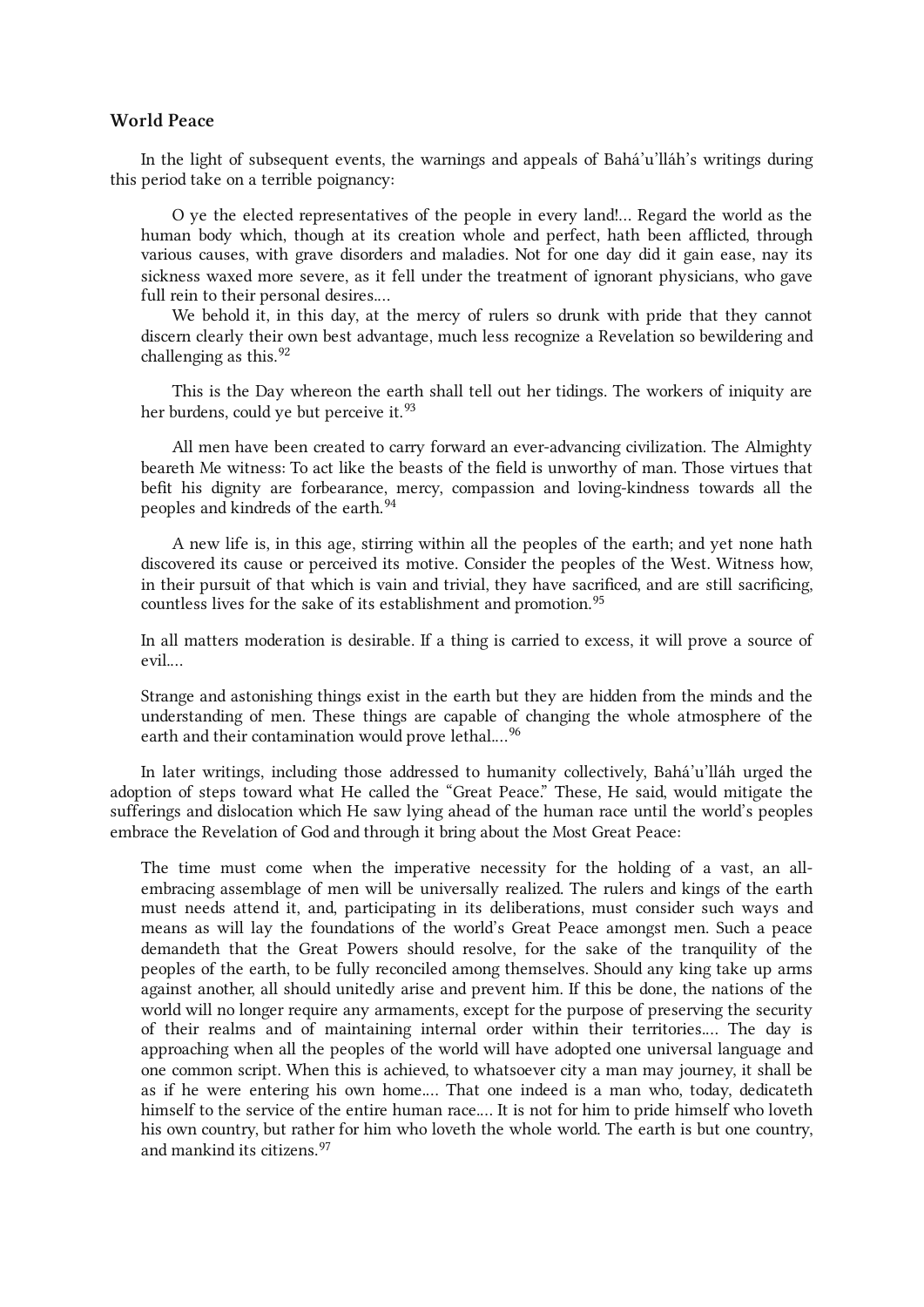### World Peace

In the light of subsequent events, the warnings and appeals of Bahá'u'lláh's writings during this period take on a terrible poignancy:

> O ye the elected representatives of the people in every land!… Regard the world as the human body which, though at its creation whole and perfect, hath been afflicted, through various causes, with grave disorders and maladies. Not for one day did it gain ease, nay its sickness waxed more severe, as it fell under the treatment of ignorant physicians, who gave full rein to their personal desires….
>
> We behold it, in this day, at the mercy of rulers so drunk with pride that they cannot discern clearly their own best advantage, much less recognize a Revelation so bewildering and challenging as this.[92]

> This is the Day whereon the earth shall tell out her tidings. The workers of iniquity are her burdens, could ye but perceive it.[93]

> All men have been created to carry forward an ever-advancing civilization. The Almighty beareth Me witness: To act like the beasts of the field is unworthy of man. Those virtues that befit his dignity are forbearance, mercy, compassion and loving-kindness towards all the peoples and kindreds of the earth.[94]

> A new life is, in this age, stirring within all the peoples of the earth; and yet none hath discovered its cause or perceived its motive. Consider the peoples of the West. Witness how, in their pursuit of that which is vain and trivial, they have sacrificed, and are still sacrificing, countless lives for the sake of its establishment and promotion.[95]

> In all matters moderation is desirable. If a thing is carried to excess, it will prove a source of evil….
>
> Strange and astonishing things exist in the earth but they are hidden from the minds and the understanding of men. These things are capable of changing the whole atmosphere of the earth and their contamination would prove lethal….[96]

In later writings, including those addressed to humanity collectively, Bahá'u'lláh urged the adoption of steps toward what He called the "Great Peace." These, He said, would mitigate the sufferings and dislocation which He saw lying ahead of the human race until the world's peoples embrace the Revelation of God and through it bring about the Most Great Peace:

> The time must come when the imperative necessity for the holding of a vast, an all-embracing assemblage of men will be universally realized. The rulers and kings of the earth must needs attend it, and, participating in its deliberations, must consider such ways and means as will lay the foundations of the world's Great Peace amongst men. Such a peace demandeth that the Great Powers should resolve, for the sake of the tranquility of the peoples of the earth, to be fully reconciled among themselves. Should any king take up arms against another, all should unitedly arise and prevent him. If this be done, the nations of the world will no longer require any armaments, except for the purpose of preserving the security of their realms and of maintaining internal order within their territories…. The day is approaching when all the peoples of the world will have adopted one universal language and one common script. When this is achieved, to whatsoever city a man may journey, it shall be as if he were entering his own home…. That one indeed is a man who, today, dedicateth himself to the service of the entire human race…. It is not for him to pride himself who loveth his own country, but rather for him who loveth the whole world. The earth is but one country, and mankind its citizens.[97]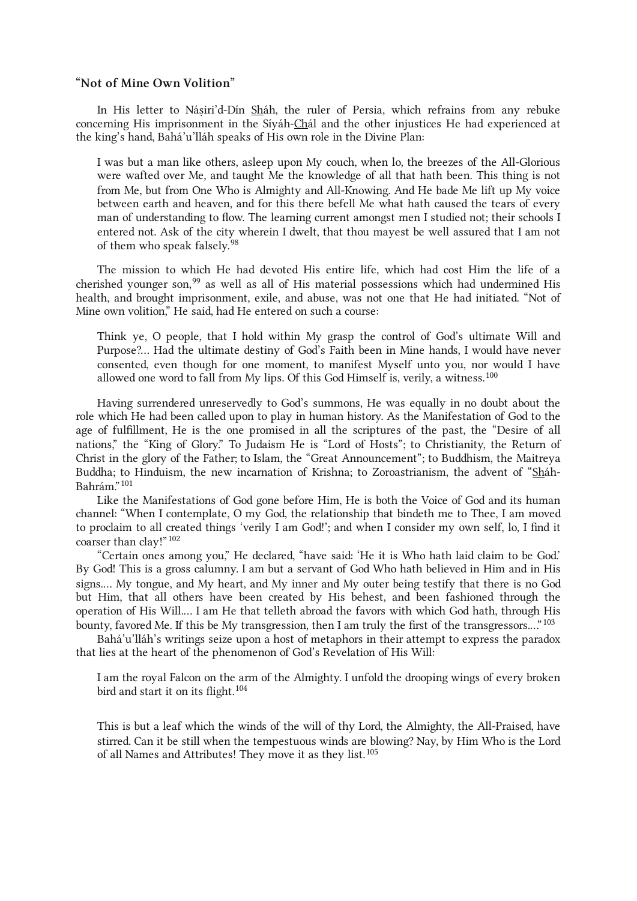### "Not of Mine Own Volition"

In His letter to Náṣiri'd-Dín Sháh, the ruler of Persia, which refrains from any rebuke concerning His imprisonment in the Síyáh-Chál and the other injustices He had experienced at the king's hand, Bahá'u'lláh speaks of His own role in the Divine Plan:

> I was but a man like others, asleep upon My couch, when lo, the breezes of the All-Glorious were wafted over Me, and taught Me the knowledge of all that hath been. This thing is not from Me, but from One Who is Almighty and All-Knowing. And He bade Me lift up My voice between earth and heaven, and for this there befell Me what hath caused the tears of every man of understanding to flow. The learning current amongst men I studied not; their schools I entered not. Ask of the city wherein I dwelt, that thou mayest be well assured that I am not of them who speak falsely.[98]

The mission to which He had devoted His entire life, which had cost Him the life of a cherished younger son,[99] as well as all of His material possessions which had undermined His health, and brought imprisonment, exile, and abuse, was not one that He had initiated. "Not of Mine own volition," He said, had He entered on such a course:

> Think ye, O people, that I hold within My grasp the control of God's ultimate Will and Purpose?... Had the ultimate destiny of God's Faith been in Mine hands, I would have never consented, even though for one moment, to manifest Myself unto you, nor would I have allowed one word to fall from My lips. Of this God Himself is, verily, a witness.[100]

Having surrendered unreservedly to God's summons, He was equally in no doubt about the role which He had been called upon to play in human history. As the Manifestation of God to the age of fulfillment, He is the one promised in all the scriptures of the past, the "Desire of all nations," the "King of Glory." To Judaism He is "Lord of Hosts"; to Christianity, the Return of Christ in the glory of the Father; to Islam, the "Great Announcement"; to Buddhism, the Maitreya Buddha; to Hinduism, the new incarnation of Krishna; to Zoroastrianism, the advent of "Sháh-Bahrám."[101]

Like the Manifestations of God gone before Him, He is both the Voice of God and its human channel: "When I contemplate, O my God, the relationship that bindeth me to Thee, I am moved to proclaim to all created things 'verily I am God!'; and when I consider my own self, lo, I find it coarser than clay!"[102]

"Certain ones among you," He declared, "have said: 'He it is Who hath laid claim to be God.' By God! This is a gross calumny. I am but a servant of God Who hath believed in Him and in His signs.... My tongue, and My heart, and My inner and My outer being testify that there is no God but Him, that all others have been created by His behest, and been fashioned through the operation of His Will.... I am He that telleth abroad the favors with which God hath, through His bounty, favored Me. If this be My transgression, then I am truly the first of the transgressors...."[103]

Bahá'u'lláh's writings seize upon a host of metaphors in their attempt to express the paradox that lies at the heart of the phenomenon of God's Revelation of His Will:

> I am the royal Falcon on the arm of the Almighty. I unfold the drooping wings of every broken bird and start it on its flight.[104]

> This is but a leaf which the winds of the will of thy Lord, the Almighty, the All-Praised, have stirred. Can it be still when the tempestuous winds are blowing? Nay, by Him Who is the Lord of all Names and Attributes! They move it as they list.[105]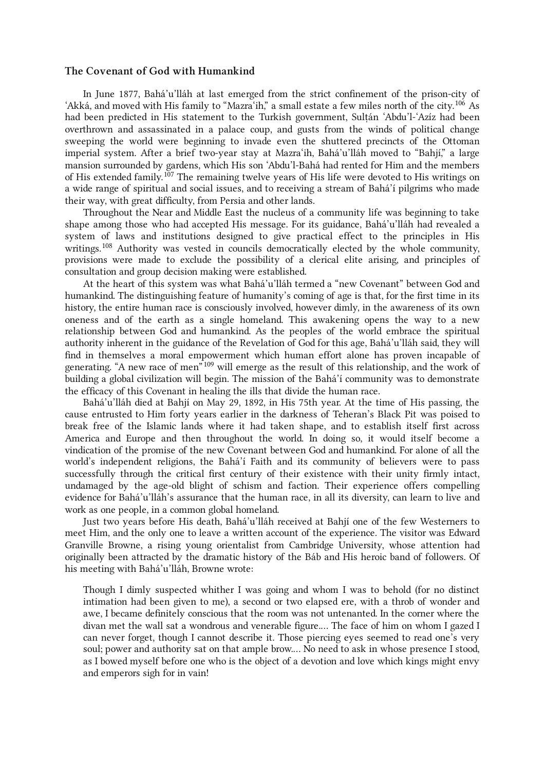### The Covenant of God with Humankind

In June 1877, Bahá'u'lláh at last emerged from the strict confinement of the prison-city of 'Akká, and moved with His family to "Mazra'ih," a small estate a few miles north of the city.[106] As had been predicted in His statement to the Turkish government, Sulṭán 'Abdu'l-'Azíz had been overthrown and assassinated in a palace coup, and gusts from the winds of political change sweeping the world were beginning to invade even the shuttered precincts of the Ottoman imperial system. After a brief two-year stay at Mazra'ih, Bahá'u'lláh moved to "Bahjí," a large mansion surrounded by gardens, which His son 'Abdu'l-Bahá had rented for Him and the members of His extended family.[107] The remaining twelve years of His life were devoted to His writings on a wide range of spiritual and social issues, and to receiving a stream of Bahá'í pilgrims who made their way, with great difficulty, from Persia and other lands.

Throughout the Near and Middle East the nucleus of a community life was beginning to take shape among those who had accepted His message. For its guidance, Bahá'u'lláh had revealed a system of laws and institutions designed to give practical effect to the principles in His writings.[108] Authority was vested in councils democratically elected by the whole community, provisions were made to exclude the possibility of a clerical elite arising, and principles of consultation and group decision making were established.

At the heart of this system was what Bahá'u'lláh termed a "new Covenant" between God and humankind. The distinguishing feature of humanity's coming of age is that, for the first time in its history, the entire human race is consciously involved, however dimly, in the awareness of its own oneness and of the earth as a single homeland. This awakening opens the way to a new relationship between God and humankind. As the peoples of the world embrace the spiritual authority inherent in the guidance of the Revelation of God for this age, Bahá'u'lláh said, they will find in themselves a moral empowerment which human effort alone has proven incapable of generating. "A new race of men"[109] will emerge as the result of this relationship, and the work of building a global civilization will begin. The mission of the Bahá'í community was to demonstrate the efficacy of this Covenant in healing the ills that divide the human race.

Bahá'u'lláh died at Bahjí on May 29, 1892, in His 75th year. At the time of His passing, the cause entrusted to Him forty years earlier in the darkness of Teheran's Black Pit was poised to break free of the Islamic lands where it had taken shape, and to establish itself first across America and Europe and then throughout the world. In doing so, it would itself become a vindication of the promise of the new Covenant between God and humankind. For alone of all the world's independent religions, the Bahá'í Faith and its community of believers were to pass successfully through the critical first century of their existence with their unity firmly intact, undamaged by the age-old blight of schism and faction. Their experience offers compelling evidence for Bahá'u'lláh's assurance that the human race, in all its diversity, can learn to live and work as one people, in a common global homeland.

Just two years before His death, Bahá'u'lláh received at Bahjí one of the few Westerners to meet Him, and the only one to leave a written account of the experience. The visitor was Edward Granville Browne, a rising young orientalist from Cambridge University, whose attention had originally been attracted by the dramatic history of the Báb and His heroic band of followers. Of his meeting with Bahá'u'lláh, Browne wrote:

> Though I dimly suspected whither I was going and whom I was to behold (for no distinct intimation had been given to me), a second or two elapsed ere, with a throb of wonder and awe, I became definitely conscious that the room was not untenanted. In the corner where the divan met the wall sat a wondrous and venerable figure.... The face of him on whom I gazed I can never forget, though I cannot describe it. Those piercing eyes seemed to read one's very soul; power and authority sat on that ample brow.... No need to ask in whose presence I stood, as I bowed myself before one who is the object of a devotion and love which kings might envy and emperors sigh for in vain!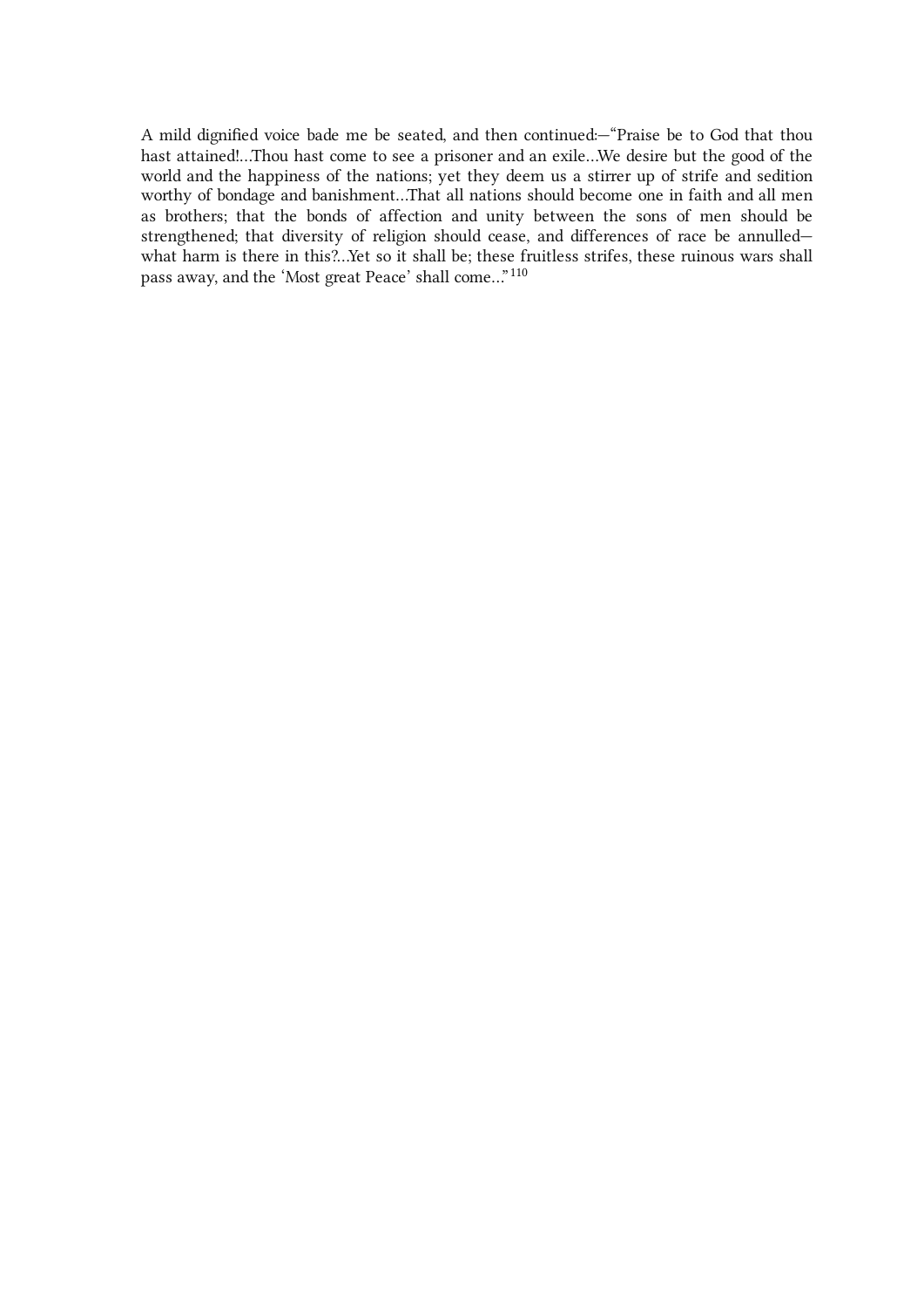A mild dignified voice bade me be seated, and then continued:—“Praise be to God that thou hast attained!…Thou hast come to see a prisoner and an exile…We desire but the good of the world and the happiness of the nations; yet they deem us a stirrer up of strife and sedition worthy of bondage and banishment…That all nations should become one in faith and all men as brothers; that the bonds of affection and unity between the sons of men should be strengthened; that diversity of religion should cease, and differences of race be annulled—what harm is there in this?…Yet so it shall be; these fruitless strifes, these ruinous wars shall pass away, and the ‘Most great Peace’ shall come…”[110]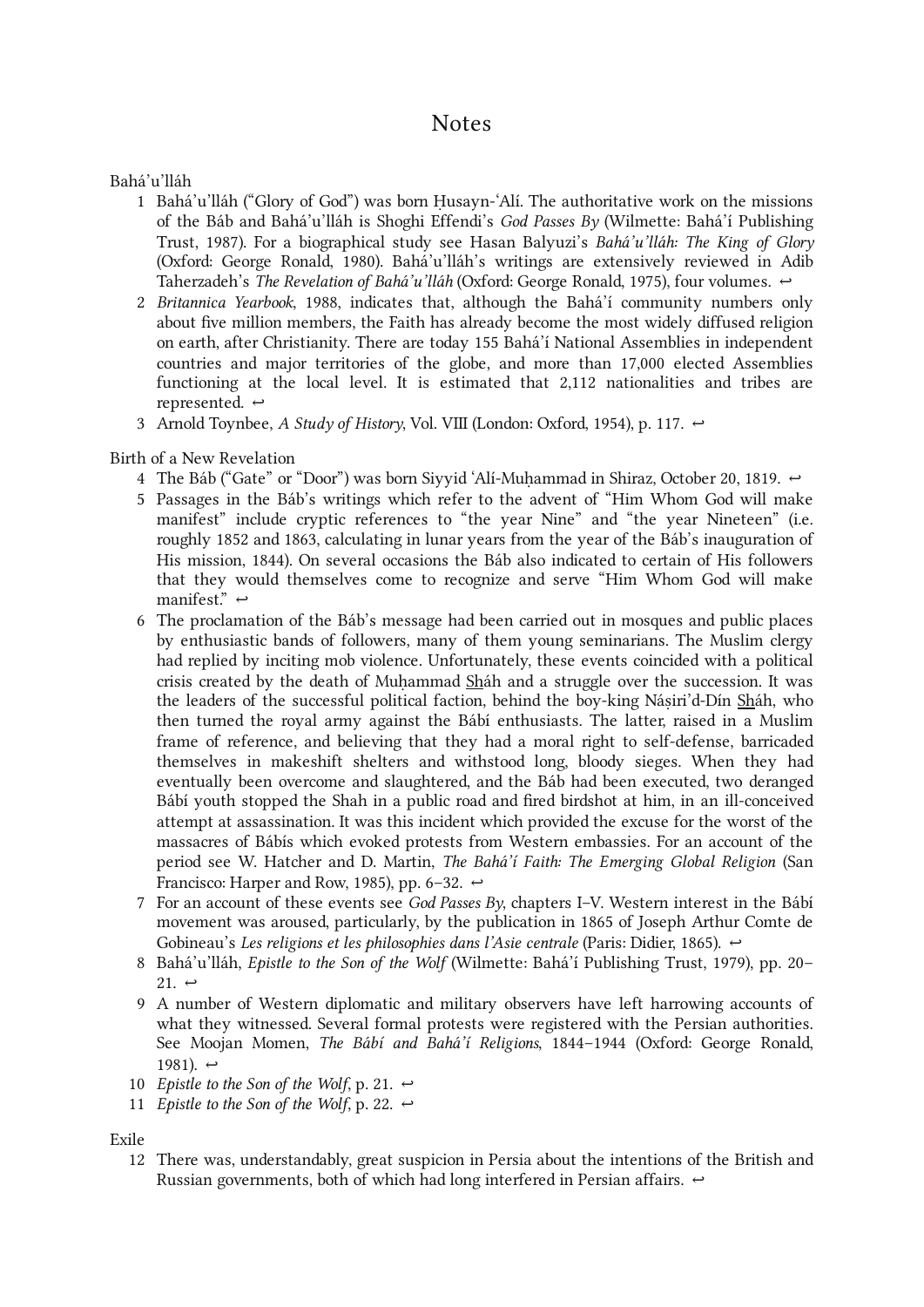# Notes

Bahá'u'lláh

1. Bahá'u'lláh ("Glory of God") was born Ḥusayn-'Alí. The authoritative work on the missions of the Báb and Bahá'u'lláh is Shoghi Effendi's *God Passes By* (Wilmette: Bahá'í Publishing Trust, 1987). For a biographical study see Hasan Balyuzi's *Bahá'u'lláh: The King of Glory* (Oxford: George Ronald, 1980). Bahá'u'lláh's writings are extensively reviewed in Adib Taherzadeh's *The Revelation of Bahá'u'lláh* (Oxford: George Ronald, 1975), four volumes. ↩
2. *Britannica Yearbook*, 1988, indicates that, although the Bahá'í community numbers only about five million members, the Faith has already become the most widely diffused religion on earth, after Christianity. There are today 155 Bahá'í National Assemblies in independent countries and major territories of the globe, and more than 17,000 elected Assemblies functioning at the local level. It is estimated that 2,112 nationalities and tribes are represented. ↩
3. Arnold Toynbee, *A Study of History*, Vol. VIII (London: Oxford, 1954), p. 117. ↩

Birth of a New Revelation

4. The Báb ("Gate" or "Door") was born Siyyid 'Alí-Muḥammad in Shiraz, October 20, 1819. ↩
5. Passages in the Báb's writings which refer to the advent of "Him Whom God will make manifest" include cryptic references to "the year Nine" and "the year Nineteen" (i.e. roughly 1852 and 1863, calculating in lunar years from the year of the Báb's inauguration of His mission, 1844). On several occasions the Báb also indicated to certain of His followers that they would themselves come to recognize and serve "Him Whom God will make manifest." ↩
6. The proclamation of the Báb's message had been carried out in mosques and public places by enthusiastic bands of followers, many of them young seminarians. The Muslim clergy had replied by inciting mob violence. Unfortunately, these events coincided with a political crisis created by the death of Muḥammad Sháh and a struggle over the succession. It was the leaders of the successful political faction, behind the boy-king Náṣiri'd-Dín Sháh, who then turned the royal army against the Bábí enthusiasts. The latter, raised in a Muslim frame of reference, and believing that they had a moral right to self-defense, barricaded themselves in makeshift shelters and withstood long, bloody sieges. When they had eventually been overcome and slaughtered, and the Báb had been executed, two deranged Bábí youth stopped the Shah in a public road and fired birdshot at him, in an ill-conceived attempt at assassination. It was this incident which provided the excuse for the worst of the massacres of Bábís which evoked protests from Western embassies. For an account of the period see W. Hatcher and D. Martin, *The Bahá'í Faith: The Emerging Global Religion* (San Francisco: Harper and Row, 1985), pp. 6–32. ↩
7. For an account of these events see *God Passes By*, chapters I–V. Western interest in the Bábí movement was aroused, particularly, by the publication in 1865 of Joseph Arthur Comte de Gobineau's *Les religions et les philosophies dans l'Asie centrale* (Paris: Didier, 1865). ↩
8. Bahá'u'lláh, *Epistle to the Son of the Wolf* (Wilmette: Bahá'í Publishing Trust, 1979), pp. 20–21. ↩
9. A number of Western diplomatic and military observers have left harrowing accounts of what they witnessed. Several formal protests were registered with the Persian authorities. See Moojan Momen, *The Bábí and Bahá'í Religions*, 1844–1944 (Oxford: George Ronald, 1981). ↩
10. *Epistle to the Son of the Wolf*, p. 21. ↩
11. *Epistle to the Son of the Wolf*, p. 22. ↩

Exile

12. There was, understandably, great suspicion in Persia about the intentions of the British and Russian governments, both of which had long interfered in Persian affairs. ↩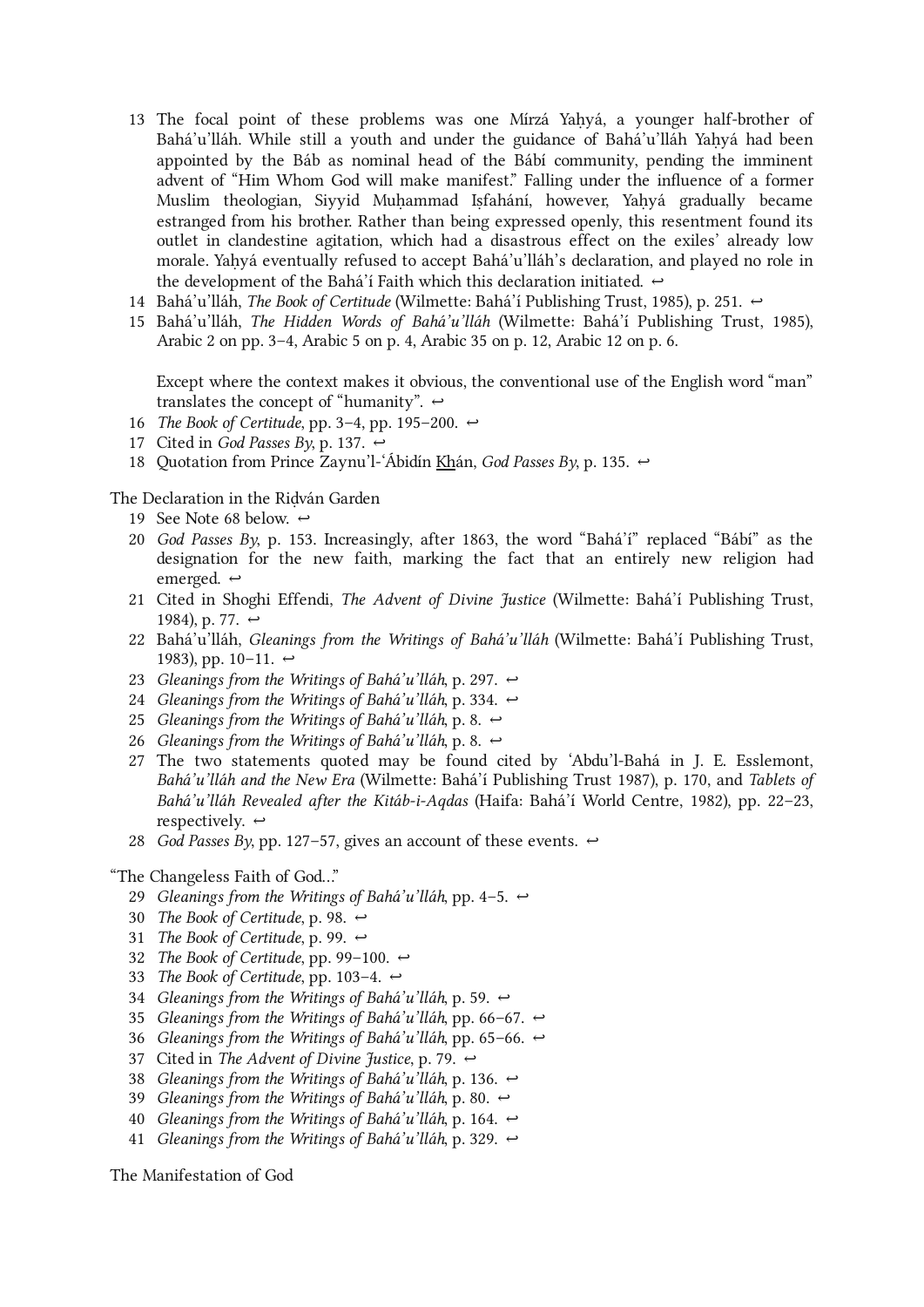13. The focal point of these problems was one Mírzá Yaḥyá, a younger half-brother of Bahá'u'lláh. While still a youth and under the guidance of Bahá'u'lláh Yaḥyá had been appointed by the Báb as nominal head of the Bábí community, pending the imminent advent of "Him Whom God will make manifest." Falling under the influence of a former Muslim theologian, Siyyid Muḥammad Iṣfahání, however, Yaḥyá gradually became estranged from his brother. Rather than being expressed openly, this resentment found its outlet in clandestine agitation, which had a disastrous effect on the exiles' already low morale. Yaḥyá eventually refused to accept Bahá'u'lláh's declaration, and played no role in the development of the Bahá'í Faith which this declaration initiated. ↩
14. Bahá'u'lláh, *The Book of Certitude* (Wilmette: Bahá'í Publishing Trust, 1985), p. 251. ↩
15. Bahá'u'lláh, *The Hidden Words of Bahá'u'lláh* (Wilmette: Bahá'í Publishing Trust, 1985), Arabic 2 on pp. 3–4, Arabic 5 on p. 4, Arabic 35 on p. 12, Arabic 12 on p. 6.

    Except where the context makes it obvious, the conventional use of the English word "man" translates the concept of "humanity". ↩
16. *The Book of Certitude*, pp. 3–4, pp. 195–200. ↩
17. Cited in *God Passes By*, p. 137. ↩
18. Quotation from Prince Zaynu'l-'Ábidín Khán, *God Passes By*, p. 135. ↩

The Declaration in the Riḍván Garden

19. See Note 68 below. ↩
20. *God Passes By*, p. 153. Increasingly, after 1863, the word "Bahá'í" replaced "Bábí" as the designation for the new faith, marking the fact that an entirely new religion had emerged. ↩
21. Cited in Shoghi Effendi, *The Advent of Divine Justice* (Wilmette: Bahá'í Publishing Trust, 1984), p. 77. ↩
22. Bahá'u'lláh, *Gleanings from the Writings of Bahá'u'lláh* (Wilmette: Bahá'í Publishing Trust, 1983), pp. 10–11. ↩
23. *Gleanings from the Writings of Bahá'u'lláh*, p. 297. ↩
24. *Gleanings from the Writings of Bahá'u'lláh*, p. 334. ↩
25. *Gleanings from the Writings of Bahá'u'lláh*, p. 8. ↩
26. *Gleanings from the Writings of Bahá'u'lláh*, p. 8. ↩
27. The two statements quoted may be found cited by 'Abdu'l-Bahá in J. E. Esslemont, *Bahá'u'lláh and the New Era* (Wilmette: Bahá'í Publishing Trust 1987), p. 170, and *Tablets of Bahá'u'lláh Revealed after the Kitáb-i-Aqdas* (Haifa: Bahá'í World Centre, 1982), pp. 22–23, respectively. ↩
28. *God Passes By*, pp. 127–57, gives an account of these events. ↩

"The Changeless Faith of God..."

29. *Gleanings from the Writings of Bahá'u'lláh*, pp. 4–5. ↩
30. *The Book of Certitude*, p. 98. ↩
31. *The Book of Certitude*, p. 99. ↩
32. *The Book of Certitude*, pp. 99–100. ↩
33. *The Book of Certitude*, pp. 103–4. ↩
34. *Gleanings from the Writings of Bahá'u'lláh*, p. 59. ↩
35. *Gleanings from the Writings of Bahá'u'lláh*, pp. 66–67. ↩
36. *Gleanings from the Writings of Bahá'u'lláh*, pp. 65–66. ↩
37. Cited in *The Advent of Divine Justice*, p. 79. ↩
38. *Gleanings from the Writings of Bahá'u'lláh*, p. 136. ↩
39. *Gleanings from the Writings of Bahá'u'lláh*, p. 80. ↩
40. *Gleanings from the Writings of Bahá'u'lláh*, p. 164. ↩
41. *Gleanings from the Writings of Bahá'u'lláh*, p. 329. ↩

The Manifestation of God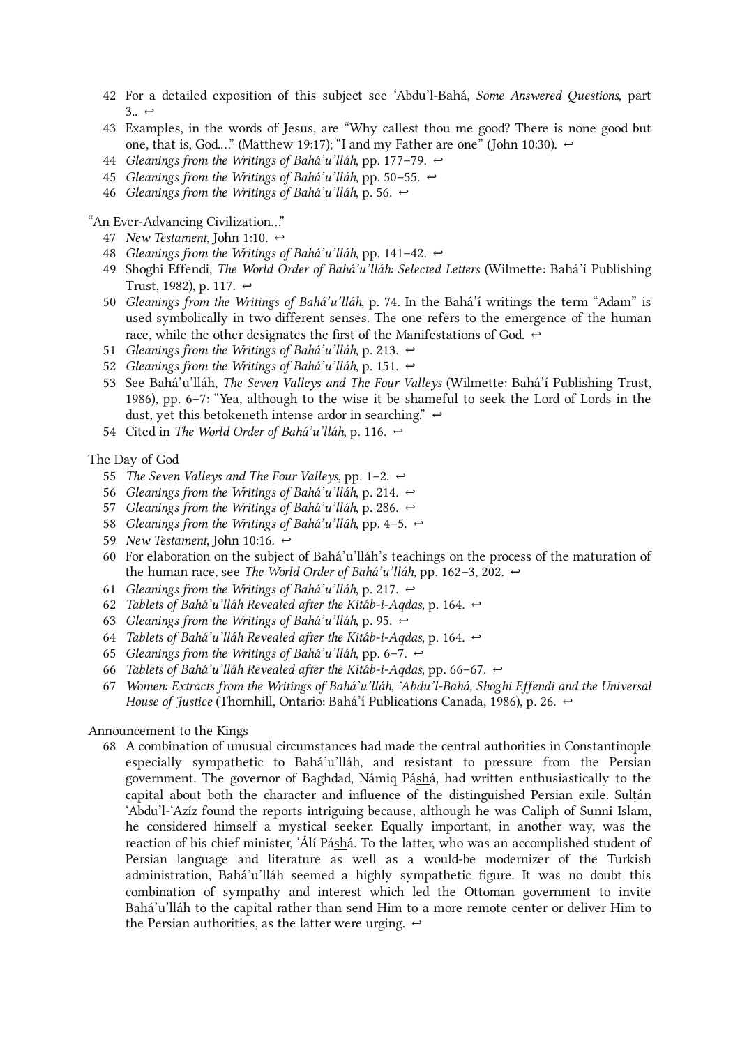42. For a detailed exposition of this subject see ‘Abdu’l-Bahá, *Some Answered Questions*, part 3.. ↩
43. Examples, in the words of Jesus, are “Why callest thou me good? There is none good but one, that is, God....” (Matthew 19:17); “I and my Father are one” (John 10:30). ↩
44. *Gleanings from the Writings of Bahá’u’lláh*, pp. 177–79. ↩
45. *Gleanings from the Writings of Bahá’u’lláh*, pp. 50–55. ↩
46. *Gleanings from the Writings of Bahá’u’lláh*, p. 56. ↩

“An Ever-Advancing Civilization...”

47. *New Testament*, John 1:10. ↩
48. *Gleanings from the Writings of Bahá’u’lláh*, pp. 141–42. ↩
49. Shoghi Effendi, *The World Order of Bahá’u’lláh: Selected Letters* (Wilmette: Bahá’í Publishing Trust, 1982), p. 117. ↩
50. *Gleanings from the Writings of Bahá’u’lláh*, p. 74. In the Bahá’í writings the term “Adam” is used symbolically in two different senses. The one refers to the emergence of the human race, while the other designates the first of the Manifestations of God. ↩
51. *Gleanings from the Writings of Bahá’u’lláh*, p. 213. ↩
52. *Gleanings from the Writings of Bahá’u’lláh*, p. 151. ↩
53. See Bahá’u’lláh, *The Seven Valleys and The Four Valleys* (Wilmette: Bahá’í Publishing Trust, 1986), pp. 6–7: “Yea, although to the wise it be shameful to seek the Lord of Lords in the dust, yet this betokeneth intense ardor in searching.” ↩
54. Cited in *The World Order of Bahá’u’lláh*, p. 116. ↩

The Day of God

55. *The Seven Valleys and The Four Valleys*, pp. 1–2. ↩
56. *Gleanings from the Writings of Bahá’u’lláh*, p. 214. ↩
57. *Gleanings from the Writings of Bahá’u’lláh*, p. 286. ↩
58. *Gleanings from the Writings of Bahá’u’lláh*, pp. 4–5. ↩
59. *New Testament*, John 10:16. ↩
60. For elaboration on the subject of Bahá’u’lláh’s teachings on the process of the maturation of the human race, see *The World Order of Bahá’u’lláh*, pp. 162–3, 202. ↩
61. *Gleanings from the Writings of Bahá’u’lláh*, p. 217. ↩
62. *Tablets of Bahá’u’lláh Revealed after the Kitáb-i-Aqdas*, p. 164. ↩
63. *Gleanings from the Writings of Bahá’u’lláh*, p. 95. ↩
64. *Tablets of Bahá’u’lláh Revealed after the Kitáb-i-Aqdas*, p. 164. ↩
65. *Gleanings from the Writings of Bahá’u’lláh*, pp. 6–7. ↩
66. *Tablets of Bahá’u’lláh Revealed after the Kitáb-i-Aqdas*, pp. 66–67. ↩
67. *Women: Extracts from the Writings of Bahá’u’lláh, ‘Abdu’l-Bahá, Shoghi Effendi and the Universal House of Justice* (Thornhill, Ontario: Bahá’í Publications Canada, 1986), p. 26. ↩

Announcement to the Kings

68. A combination of unusual circumstances had made the central authorities in Constantinople especially sympathetic to Bahá’u’lláh, and resistant to pressure from the Persian government. The governor of Baghdad, Námiq Páshá, had written enthusiastically to the capital about both the character and influence of the distinguished Persian exile. Sulṭán ‘Abdu’l-‘Azíz found the reports intriguing because, although he was Caliph of Sunni Islam, he considered himself a mystical seeker. Equally important, in another way, was the reaction of his chief minister, ‘Álí Páshá. To the latter, who was an accomplished student of Persian language and literature as well as a would-be modernizer of the Turkish administration, Bahá’u’lláh seemed a highly sympathetic figure. It was no doubt this combination of sympathy and interest which led the Ottoman government to invite Bahá’u’lláh to the capital rather than send Him to a more remote center or deliver Him to the Persian authorities, as the latter were urging. ↩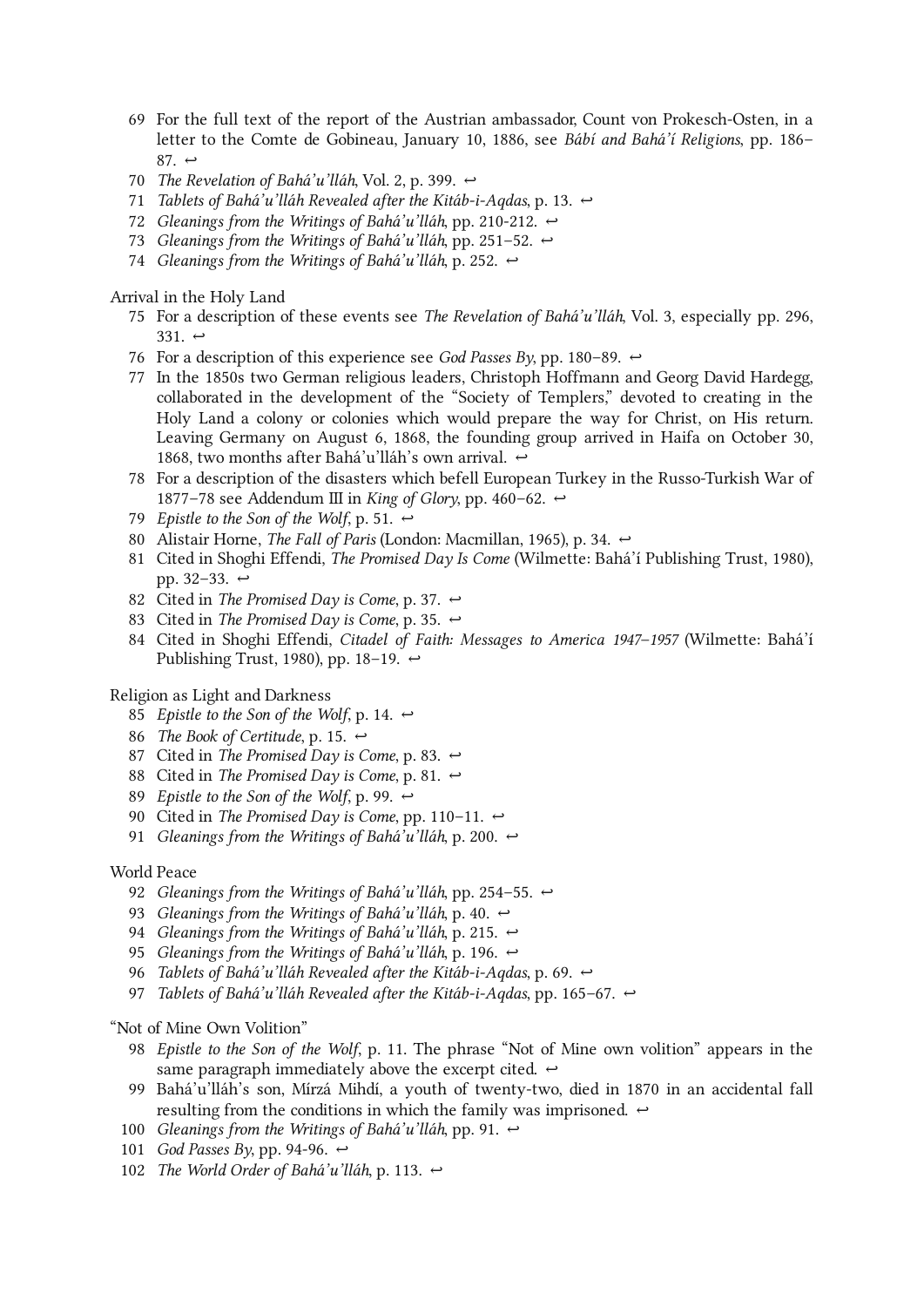69. For the full text of the report of the Austrian ambassador, Count von Prokesch-Osten, in a letter to the Comte de Gobineau, January 10, 1886, see *Bábí and Bahá'í Religions*, pp. 186–87. ↩
70. *The Revelation of Bahá'u'lláh*, Vol. 2, p. 399. ↩
71. *Tablets of Bahá'u'lláh Revealed after the Kitáb-i-Aqdas*, p. 13. ↩
72. *Gleanings from the Writings of Bahá'u'lláh*, pp. 210-212. ↩
73. *Gleanings from the Writings of Bahá'u'lláh*, pp. 251–52. ↩
74. *Gleanings from the Writings of Bahá'u'lláh*, p. 252. ↩

Arrival in the Holy Land

75. For a description of these events see *The Revelation of Bahá'u'lláh*, Vol. 3, especially pp. 296, 331. ↩
76. For a description of this experience see *God Passes By*, pp. 180–89. ↩
77. In the 1850s two German religious leaders, Christoph Hoffmann and Georg David Hardegg, collaborated in the development of the "Society of Templers," devoted to creating in the Holy Land a colony or colonies which would prepare the way for Christ, on His return. Leaving Germany on August 6, 1868, the founding group arrived in Haifa on October 30, 1868, two months after Bahá'u'lláh's own arrival. ↩
78. For a description of the disasters which befell European Turkey in the Russo-Turkish War of 1877–78 see Addendum III in *King of Glory*, pp. 460–62. ↩
79. *Epistle to the Son of the Wolf*, p. 51. ↩
80. Alistair Horne, *The Fall of Paris* (London: Macmillan, 1965), p. 34. ↩
81. Cited in Shoghi Effendi, *The Promised Day Is Come* (Wilmette: Bahá'í Publishing Trust, 1980), pp. 32–33. ↩
82. Cited in *The Promised Day is Come*, p. 37. ↩
83. Cited in *The Promised Day is Come*, p. 35. ↩
84. Cited in Shoghi Effendi, *Citadel of Faith: Messages to America 1947–1957* (Wilmette: Bahá'í Publishing Trust, 1980), pp. 18–19. ↩

Religion as Light and Darkness

85. *Epistle to the Son of the Wolf*, p. 14. ↩
86. *The Book of Certitude*, p. 15. ↩
87. Cited in *The Promised Day is Come*, p. 83. ↩
88. Cited in *The Promised Day is Come*, p. 81. ↩
89. *Epistle to the Son of the Wolf*, p. 99. ↩
90. Cited in *The Promised Day is Come*, pp. 110–11. ↩
91. *Gleanings from the Writings of Bahá'u'lláh*, p. 200. ↩

World Peace

92. *Gleanings from the Writings of Bahá'u'lláh*, pp. 254–55. ↩
93. *Gleanings from the Writings of Bahá'u'lláh*, p. 40. ↩
94. *Gleanings from the Writings of Bahá'u'lláh*, p. 215. ↩
95. *Gleanings from the Writings of Bahá'u'lláh*, p. 196. ↩
96. *Tablets of Bahá'u'lláh Revealed after the Kitáb-i-Aqdas*, p. 69. ↩
97. *Tablets of Bahá'u'lláh Revealed after the Kitáb-i-Aqdas*, pp. 165–67. ↩

"Not of Mine Own Volition"

98. *Epistle to the Son of the Wolf*, p. 11. The phrase "Not of Mine own volition" appears in the same paragraph immediately above the excerpt cited. ↩
99. Bahá'u'lláh's son, Mírzá Mihdí, a youth of twenty-two, died in 1870 in an accidental fall resulting from the conditions in which the family was imprisoned. ↩
100. *Gleanings from the Writings of Bahá'u'lláh*, pp. 91. ↩
101. *God Passes By*, pp. 94-96. ↩
102. *The World Order of Bahá'u'lláh*, p. 113. ↩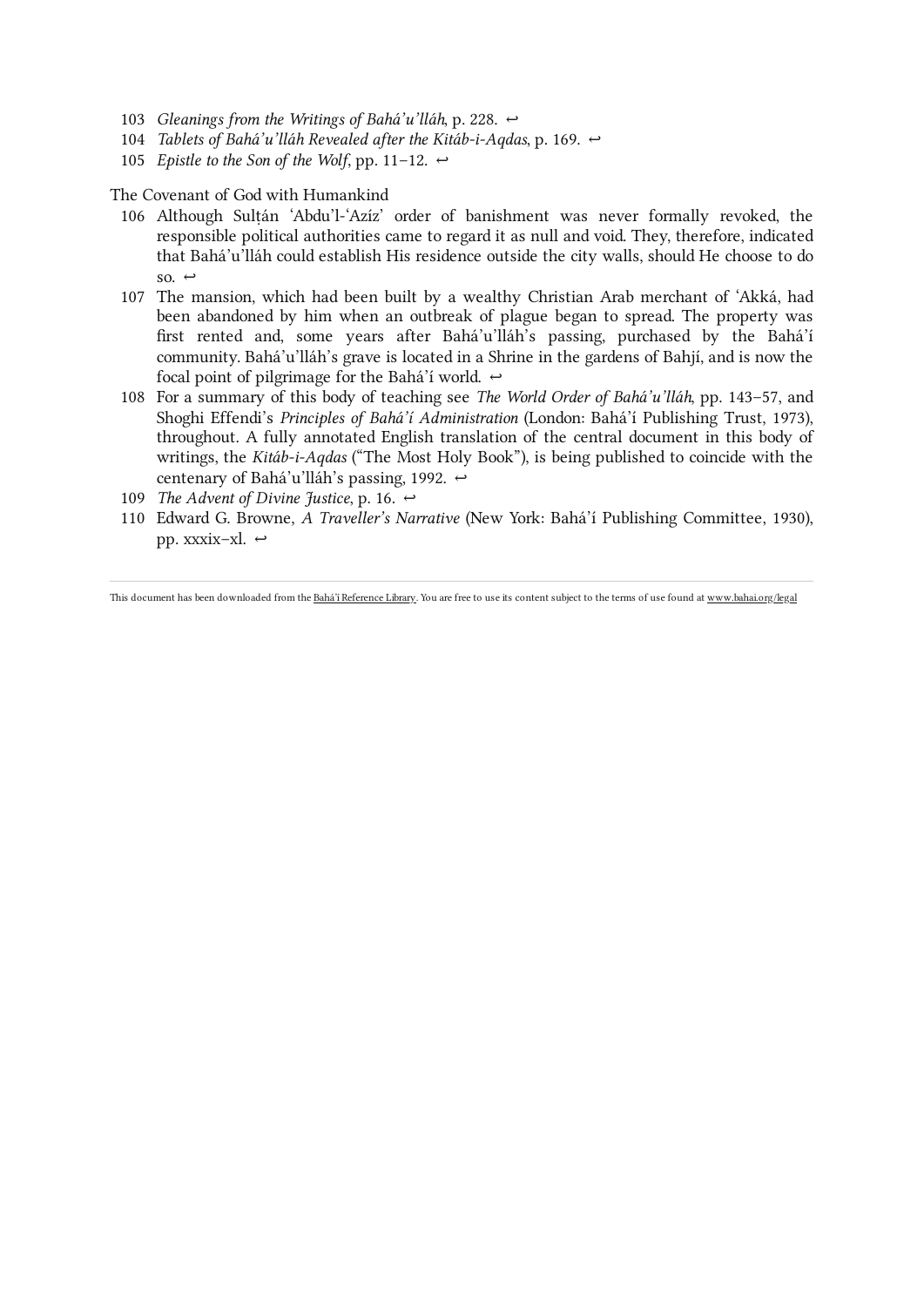103 *Gleanings from the Writings of Bahá’u’lláh*, p. 228. ↩
104 *Tablets of Bahá’u’lláh Revealed after the Kitáb-i-Aqdas*, p. 169. ↩
105 *Epistle to the Son of the Wolf*, pp. 11–12. ↩

The Covenant of God with Humankind

106 Although Sulṭán ‘Abdu’l-‘Azíz’ order of banishment was never formally revoked, the responsible political authorities came to regard it as null and void. They, therefore, indicated that Bahá’u’lláh could establish His residence outside the city walls, should He choose to do so. ↩
107 The mansion, which had been built by a wealthy Christian Arab merchant of ‘Akká, had been abandoned by him when an outbreak of plague began to spread. The property was first rented and, some years after Bahá’u’lláh’s passing, purchased by the Bahá’í community. Bahá’u’lláh’s grave is located in a Shrine in the gardens of Bahjí, and is now the focal point of pilgrimage for the Bahá’í world. ↩
108 For a summary of this body of teaching see *The World Order of Bahá’u’lláh*, pp. 143–57, and Shoghi Effendi’s *Principles of Bahá’í Administration* (London: Bahá’í Publishing Trust, 1973), throughout. A fully annotated English translation of the central document in this body of writings, the *Kitáb-i-Aqdas* (“The Most Holy Book”), is being published to coincide with the centenary of Bahá’u’lláh’s passing, 1992. ↩
109 *The Advent of Divine Justice*, p. 16. ↩
110 Edward G. Browne, *A Traveller’s Narrative* (New York: Bahá’í Publishing Committee, 1930), pp. xxxix–xl. ↩

This document has been downloaded from the Bahá’í Reference Library. You are free to use its content subject to the terms of use found at www.bahai.org/legal